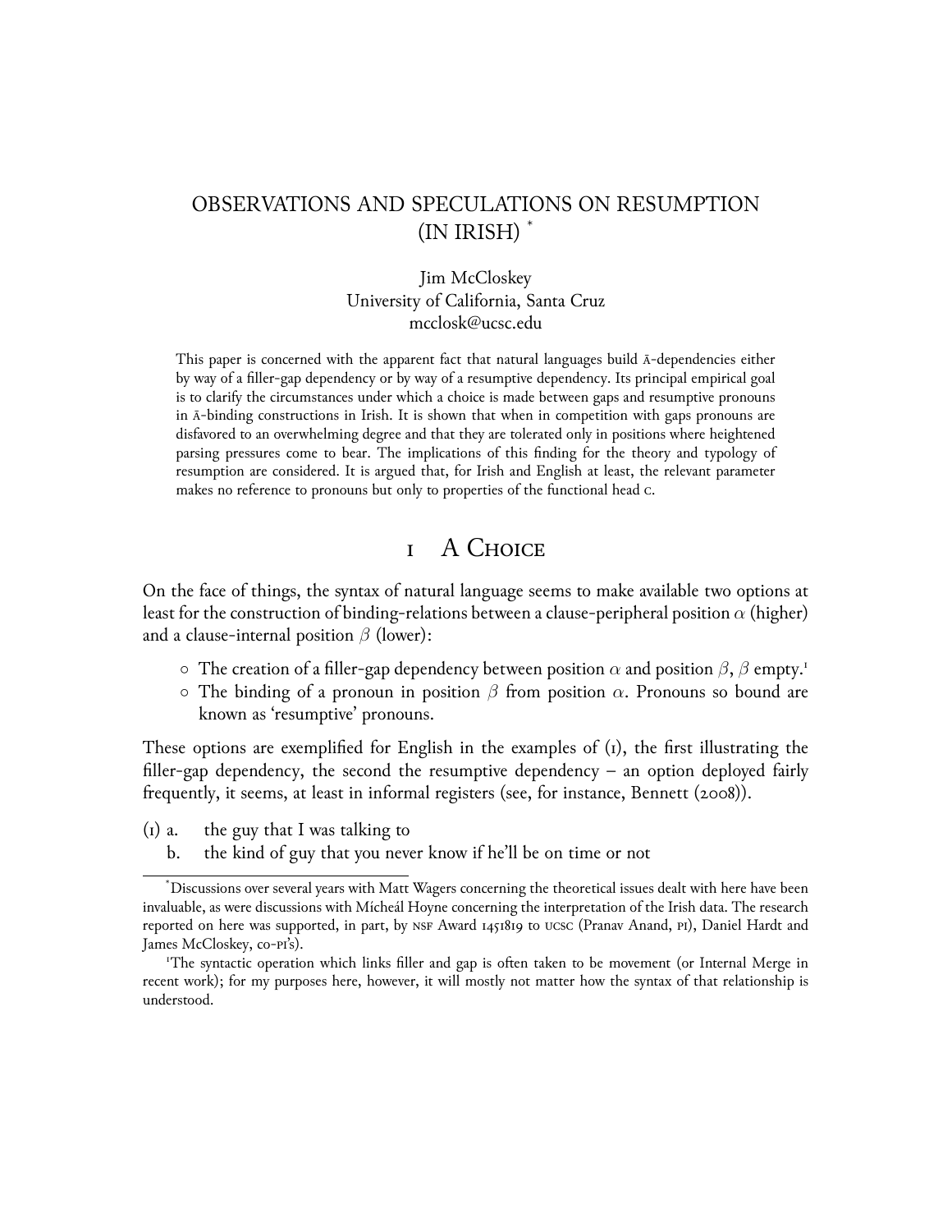# OBSERVATIONS AND SPECULATIONS ON RESUMPTION (IN IRISH) *

Jim McCloskey
University of California, Santa Cruz
mcclosk@ucsc.edu

This paper is concerned with the apparent fact that natural languages build Ā-dependencies either by way of a filler-gap dependency or by way of a resumptive dependency. Its principal empirical goal is to clarify the circumstances under which a choice is made between gaps and resumptive pronouns in Ā-binding constructions in Irish. It is shown that when in competition with gaps pronouns are disfavored to an overwhelming degree and that they are tolerated only in positions where heightened parsing pressures come to bear. The implications of this finding for the theory and typology of resumption are considered. It is argued that, for Irish and English at least, the relevant parameter makes no reference to pronouns but only to properties of the functional head C.

## 1 A Choice

On the face of things, the syntax of natural language seems to make available two options at least for the construction of binding-relations between a clause-peripheral position $\alpha$ (higher) and a clause-internal position $\beta$ (lower):

- The creation of a filler-gap dependency between position $\alpha$ and position $\beta$, $\beta$ empty.[1]
- The binding of a pronoun in position $\beta$ from position $\alpha$. Pronouns so bound are known as 'resumptive' pronouns.

These options are exemplified for English in the examples of (1), the first illustrating the filler-gap dependency, the second the resumptive dependency – an option deployed fairly frequently, it seems, at least in informal registers (see, for instance, Bennett (2008)).

(1) a. the guy that I was talking to
 b. the kind of guy that you never know if he'll be on time or not

---

*Discussions over several years with Matt Wagers concerning the theoretical issues dealt with here have been invaluable, as were discussions with Mícheál Hoyne concerning the interpretation of the Irish data. The research reported on here was supported, in part, by NSF Award 1451819 to UCSC (Pranav Anand, PI), Daniel Hardt and James McCloskey, co-PI's).

[1] The syntactic operation which links filler and gap is often taken to be movement (or Internal Merge in recent work); for my purposes here, however, it will mostly not matter how the syntax of that relationship is understood.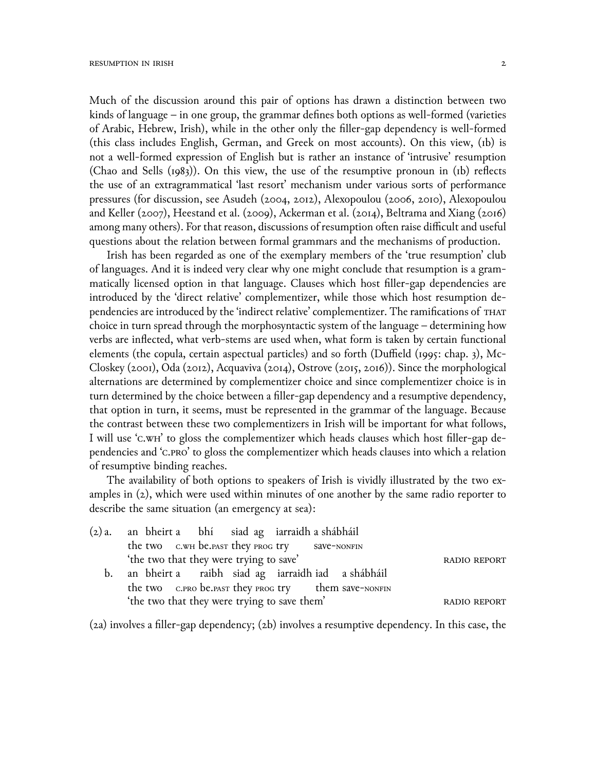Much of the discussion around this pair of options has drawn a distinction between two kinds of language – in one group, the grammar defines both options as well-formed (varieties of Arabic, Hebrew, Irish), while in the other only the filler-gap dependency is well-formed (this class includes English, German, and Greek on most accounts). On this view, (1b) is not a well-formed expression of English but is rather an instance of 'intrusive' resumption (Chao and Sells (1983)). On this view, the use of the resumptive pronoun in (1b) reflects the use of an extragrammatical 'last resort' mechanism under various sorts of performance pressures (for discussion, see Asudeh (2004, 2012), Alexopoulou (2006, 2010), Alexopoulou and Keller (2007), Heestand et al. (2009), Ackerman et al. (2014), Beltrama and Xiang (2016) among many others). For that reason, discussions of resumption often raise difficult and useful questions about the relation between formal grammars and the mechanisms of production.

Irish has been regarded as one of the exemplary members of the 'true resumption' club of languages. And it is indeed very clear why one might conclude that resumption is a grammatically licensed option in that language. Clauses which host filler-gap dependencies are introduced by the 'direct relative' complementizer, while those which host resumption dependencies are introduced by the 'indirect relative' complementizer. The ramifications of THAT choice in turn spread through the morphosyntactic system of the language – determining how verbs are inflected, what verb-stems are used when, what form is taken by certain functional elements (the copula, certain aspectual particles) and so forth (Duffield (1995: chap. 3), McCloskey (2001), Oda (2012), Acquaviva (2014), Ostrove (2015, 2016)). Since the morphological alternations are determined by complementizer choice and since complementizer choice is in turn determined by the choice between a filler-gap dependency and a resumptive dependency, that option in turn, it seems, must be represented in the grammar of the language. Because the contrast between these two complementizers in Irish will be important for what follows, I will use 'C.WH' to gloss the complementizer which heads clauses which host filler-gap dependencies and 'C.PRO' to gloss the complementizer which heads clauses into which a relation of resumptive binding reaches.

The availability of both options to speakers of Irish is vividly illustrated by the two examples in (2), which were used within minutes of one another by the same radio reporter to describe the same situation (an emergency at sea):

(2) a. an bheirt a bhí siad ag iarraidh a shábháil
the two C.WH be.PAST they PROG try save-NONFIN
'the two that they were trying to save' RADIO REPORT

b. an bheirt a raibh siad ag iarraidh iad a shábháil
the two C.PRO be.PAST they PROG try them save-NONFIN
'the two that they were trying to save them' RADIO REPORT

(2a) involves a filler-gap dependency; (2b) involves a resumptive dependency. In this case, the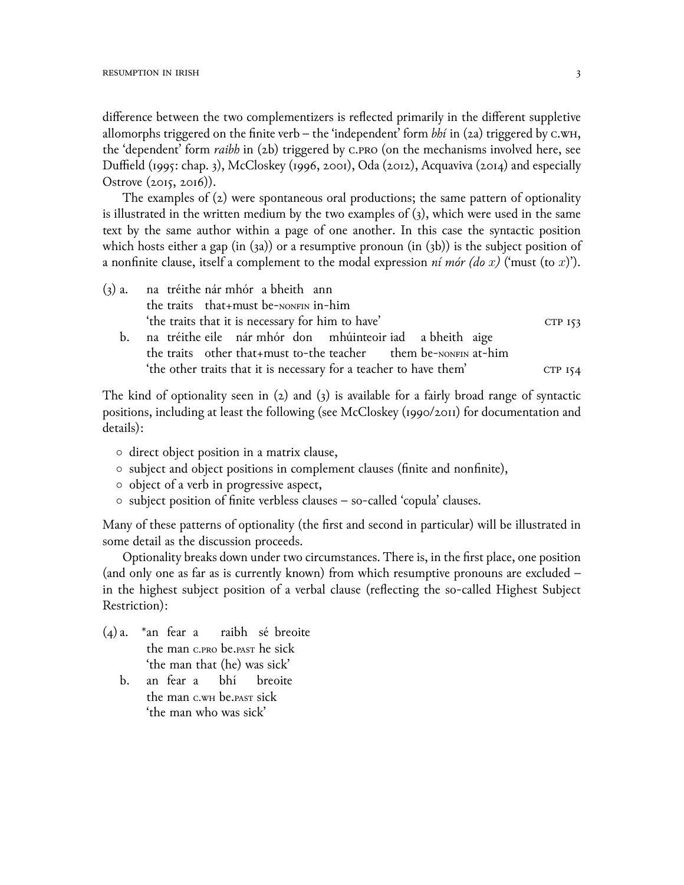difference between the two complementizers is reflected primarily in the different suppletive allomorphs triggered on the finite verb – the 'independent' form *bhí* in (2a) triggered by C.WH, the 'dependent' form *raibh* in (2b) triggered by C.PRO (on the mechanisms involved here, see Duffield (1995: chap. 3), McCloskey (1996, 2001), Oda (2012), Acquaviva (2014) and especially Ostrove (2015, 2016)).

The examples of (2) were spontaneous oral productions; the same pattern of optionality is illustrated in the written medium by the two examples of (3), which were used in the same text by the same author within a page of one another. In this case the syntactic position which hosts either a gap (in (3a)) or a resumptive pronoun (in (3b)) is the subject position of a nonfinite clause, itself a complement to the modal expression *ní mór (do x)* ('must (to *x*)').

(3) a. na tréithe nár mhór a bheith ann
the traits that+must be-NONFIN in-him
'the traits that it is necessary for him to have' CTP 153

b. na tréithe eile nár mhór don mhúinteoir iad a bheith aige
the traits other that+must to-the teacher them be-NONFIN at-him
'the other traits that it is necessary for a teacher to have them' CTP 154

The kind of optionality seen in (2) and (3) is available for a fairly broad range of syntactic positions, including at least the following (see McCloskey (1990/2011) for documentation and details):

- direct object position in a matrix clause,
- subject and object positions in complement clauses (finite and nonfinite),
- object of a verb in progressive aspect,
- subject position of finite verbless clauses – so-called 'copula' clauses.

Many of these patterns of optionality (the first and second in particular) will be illustrated in some detail as the discussion proceeds.

Optionality breaks down under two circumstances. There is, in the first place, one position (and only one as far as is currently known) from which resumptive pronouns are excluded – in the highest subject position of a verbal clause (reflecting the so-called Highest Subject Restriction):

(4) a. *an fear a raibh sé breoite
the man C.PRO be.PAST he sick
'the man that (he) was sick'

b. an fear a bhí breoite
the man C.WH be.PAST sick
'the man who was sick'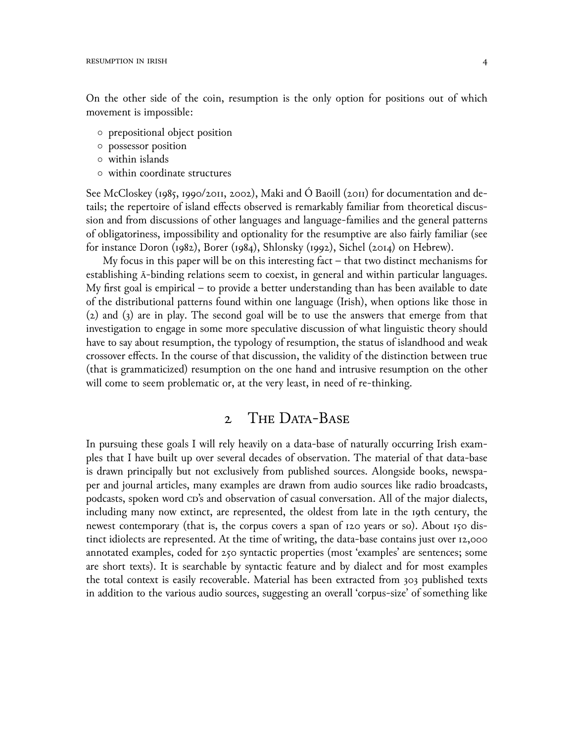On the other side of the coin, resumption is the only option for positions out of which movement is impossible:

- prepositional object position
- possessor position
- within islands
- within coordinate structures

See McCloskey (1985, 1990/2011, 2002), Maki and Ó Baoill (2011) for documentation and details; the repertoire of island effects observed is remarkably familiar from theoretical discussion and from discussions of other languages and language-families and the general patterns of obligatoriness, impossibility and optionality for the resumptive are also fairly familiar (see for instance Doron (1982), Borer (1984), Shlonsky (1992), Sichel (2014) on Hebrew).

My focus in this paper will be on this interesting fact – that two distinct mechanisms for establishing Ā-binding relations seem to coexist, in general and within particular languages. My first goal is empirical – to provide a better understanding than has been available to date of the distributional patterns found within one language (Irish), when options like those in (2) and (3) are in play. The second goal will be to use the answers that emerge from that investigation to engage in some more speculative discussion of what linguistic theory should have to say about resumption, the typology of resumption, the status of islandhood and weak crossover effects. In the course of that discussion, the validity of the distinction between true (that is grammaticized) resumption on the one hand and intrusive resumption on the other will come to seem problematic or, at the very least, in need of re-thinking.

## 2 The Data-Base

In pursuing these goals I will rely heavily on a data-base of naturally occurring Irish examples that I have built up over several decades of observation. The material of that data-base is drawn principally but not exclusively from published sources. Alongside books, newspaper and journal articles, many examples are drawn from audio sources like radio broadcasts, podcasts, spoken word CD's and observation of casual conversation. All of the major dialects, including many now extinct, are represented, the oldest from late in the 19th century, the newest contemporary (that is, the corpus covers a span of 120 years or so). About 150 distinct idiolects are represented. At the time of writing, the data-base contains just over 12,000 annotated examples, coded for 250 syntactic properties (most 'examples' are sentences; some are short texts). It is searchable by syntactic feature and by dialect and for most examples the total context is easily recoverable. Material has been extracted from 303 published texts in addition to the various audio sources, suggesting an overall 'corpus-size' of something like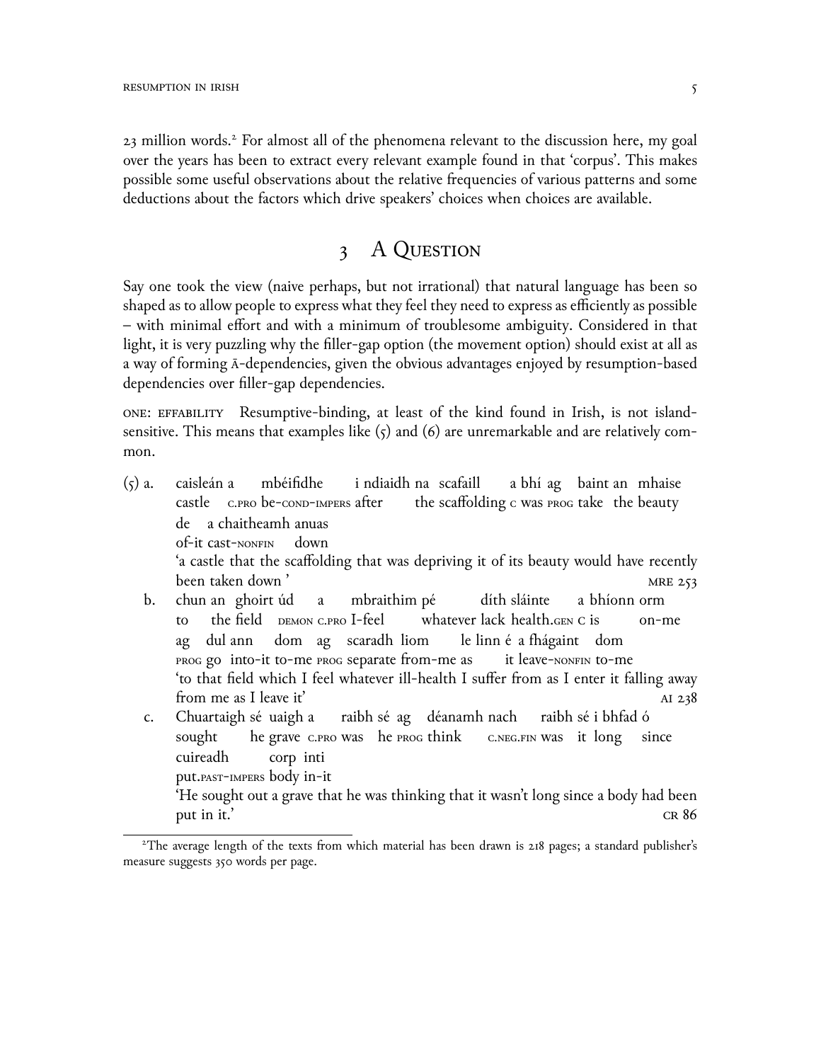23 million words.[2] For almost all of the phenomena relevant to the discussion here, my goal over the years has been to extract every relevant example found in that 'corpus'. This makes possible some useful observations about the relative frequencies of various patterns and some deductions about the factors which drive speakers' choices when choices are available.

## 3 A Question

Say one took the view (naive perhaps, but not irrational) that natural language has been so shaped as to allow people to express what they feel they need to express as efficiently as possible – with minimal effort and with a minimum of troublesome ambiguity. Considered in that light, it is very puzzling why the filler-gap option (the movement option) should exist at all as a way of forming Ā-dependencies, given the obvious advantages enjoyed by resumption-based dependencies over filler-gap dependencies.

ONE: EFFABILITY Resumptive-binding, at least of the kind found in Irish, is not island-sensitive. This means that examples like (5) and (6) are unremarkable and are relatively common.

(5) a. caisleán a mbéifidhe i ndiaidh na scafaill a bhí ag baint an mhaise
castle C.PRO be-COND-IMPERS after the scaffolding C was PROG take the beauty
de a chaitheamh anuas
of-it cast-NONFIN down
'a castle that the scaffolding that was depriving it of its beauty would have recently been taken down ' MRE 253

b. chun an ghoirt úd a mbraithim pé díth sláinte a bhíonn orm
to the field DEMON C.PRO I-feel whatever lack health.GEN C is on-me
ag dul ann dom ag scaradh liom le linn é a fhágaint dom
PROG go into-it to-me PROG separate from-me as it leave-NONFIN to-me
'to that field which I feel whatever ill-health I suffer from as I enter it falling away from me as I leave it' AI 238

c. Chuartaigh sé uaigh a raibh sé ag déanamh nach raibh sé i bhfad ó
sought he grave C.PRO was he PROG think C.NEG.FIN was it long since
cuireadh corp inti
put.PAST-IMPERS body in-it
'He sought out a grave that he was thinking that it wasn't long since a body had been put in it.' CR 86

[2] The average length of the texts from which material has been drawn is 218 pages; a standard publisher's measure suggests 350 words per page.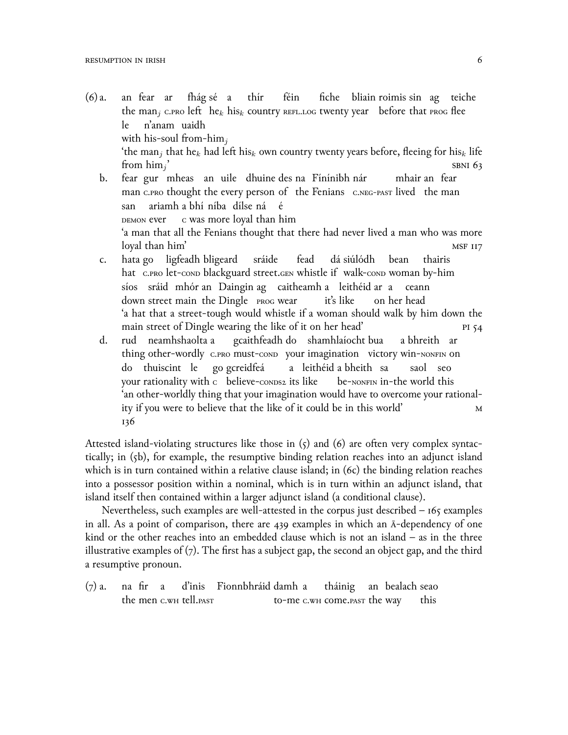(6) a. an fear ar fhág sé a thír féin fiche bliain roimis sin ag teiche
the man$_j$ C.PRO left he$_k$ his$_k$ country REFL.LOG twenty year before that PROG flee
le n'anam uaidh
with his-soul from-him$_j$
'the man$_j$ that he$_k$ had left his$_k$ own country twenty years before, fleeing for his$_k$ life from him$_j$' SBNI 63

b. fear gur mheas an uile dhuine des na Fíníníbh nár mhair an fear
man C.PRO thought the every person of the Fenians C.NEG-PAST lived the man
san ariamh a bhí níba dílse ná é
DEMON ever C was more loyal than him
'a man that all the Fenians thought that there had never lived a man who was more loyal than him' MSF 117

c. hata go ligfeadh bligeard sráide fead dá siúlódh bean thairis
hat C.PRO let-COND blackguard street.GEN whistle if walk-COND woman by-him
síos sráid mhór an Daingin ag caitheamh a leithéid ar a ceann
down street main the Dingle PROG wear it's like on her head
'a hat that a street-tough would whistle if a woman should walk by him down the main street of Dingle wearing the like of it on her head' PI 54

d. rud neamhshaolta a gcaithfeadh do shamhlaíocht bua a bhreith ar
thing other-wordly C.PRO must-COND your imagination victory win-NONFIN on
do thuiscint le go gcreidfeá a leithéid a bheith sa saol seo
your rationality with C believe-CONDS2 its like be-NONFIN in-the world this
'an other-worldly thing that your imagination would have to overcome your rationality if you were to believe that the like of it could be in this world' M 136

Attested island-violating structures like those in (5) and (6) are often very complex syntactically; in (5b), for example, the resumptive binding relation reaches into an adjunct island which is in turn contained within a relative clause island; in (6c) the binding relation reaches into a possessor position within a nominal, which is in turn within an adjunct island, that island itself then contained within a larger adjunct island (a conditional clause).

Nevertheless, such examples are well-attested in the corpus just described – 165 examples in all. As a point of comparison, there are 439 examples in which an Ā-dependency of one kind or the other reaches into an embedded clause which is not an island – as in the three illustrative examples of (7). The first has a subject gap, the second an object gap, and the third a resumptive pronoun.

(7) a. na fir a d'inis Fionnbhráid damh a tháinig an bealach seao
the men C.WH tell.PAST to-me C.WH come.PAST the way this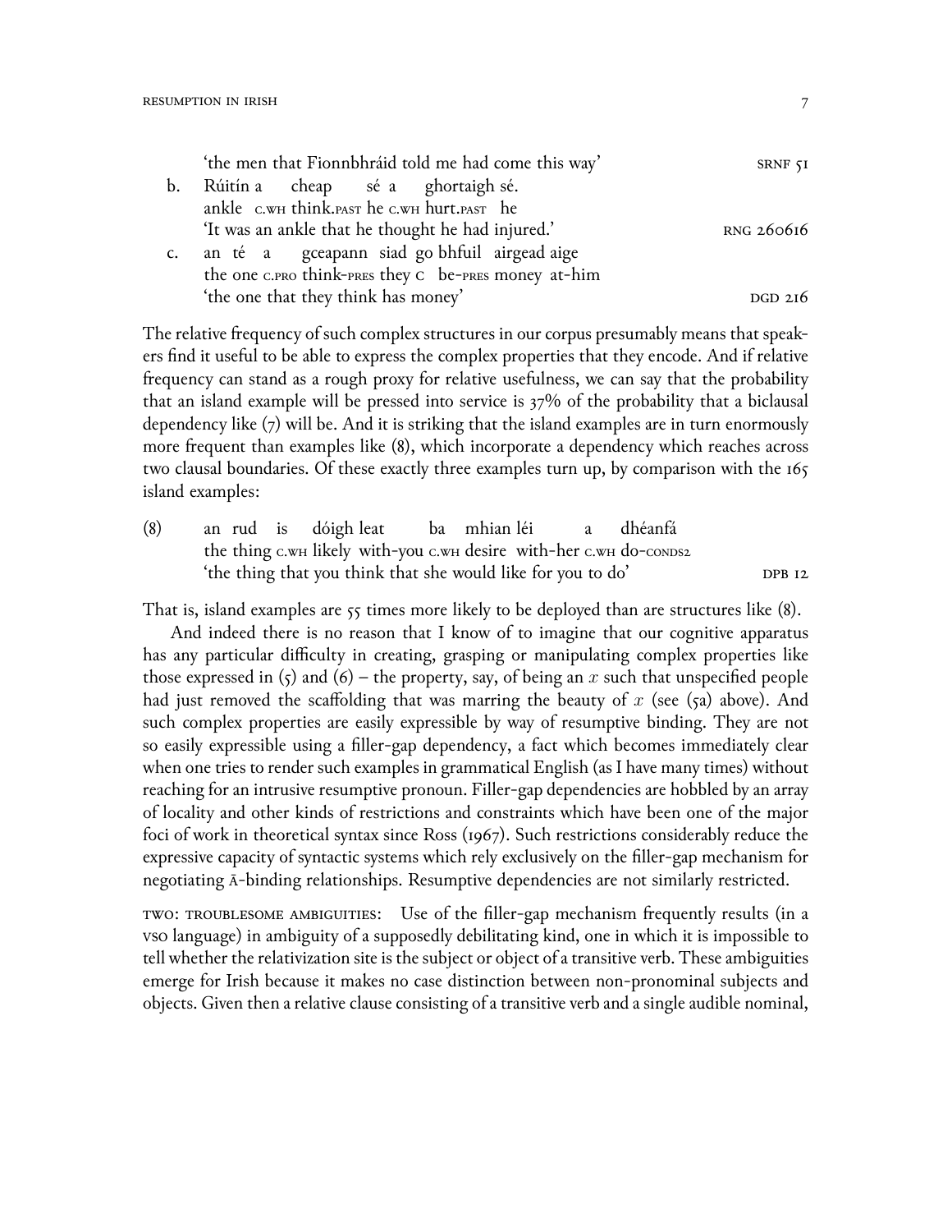'the men that Fionnbhráid told me had come this way' SRNF 51

b. Rúitín a cheap sé a ghortaigh sé.
ankle C.WH think.PAST he C.WH hurt.PAST he
'It was an ankle that he thought he had injured.' RNG 260616

c. an té a gceapann siad go bhfuil airgead aige
the one C.PRO think-PRES they C be-PRES money at-him
'the one that they think has money' DGD 216

The relative frequency of such complex structures in our corpus presumably means that speakers find it useful to be able to express the complex properties that they encode. And if relative frequency can stand as a rough proxy for relative usefulness, we can say that the probability that an island example will be pressed into service is 37% of the probability that a biclausal dependency like (7) will be. And it is striking that the island examples are in turn enormously more frequent than examples like (8), which incorporate a dependency which reaches across two clausal boundaries. Of these exactly three examples turn up, by comparison with the 165 island examples:

(8) an rud is dóigh leat ba mhian léi a dhéanfá
the thing C.WH likely with-you C.WH desire with-her C.WH do-CONDS2
'the thing that you think that she would like for you to do' DPB 12

That is, island examples are 55 times more likely to be deployed than are structures like (8).

And indeed there is no reason that I know of to imagine that our cognitive apparatus has any particular difficulty in creating, grasping or manipulating complex properties like those expressed in (5) and (6) – the property, say, of being an $x$ such that unspecified people had just removed the scaffolding that was marring the beauty of $x$ (see (5a) above). And such complex properties are easily expressible by way of resumptive binding. They are not so easily expressible using a filler-gap dependency, a fact which becomes immediately clear when one tries to render such examples in grammatical English (as I have many times) without reaching for an intrusive resumptive pronoun. Filler-gap dependencies are hobbled by an array of locality and other kinds of restrictions and constraints which have been one of the major foci of work in theoretical syntax since Ross (1967). Such restrictions considerably reduce the expressive capacity of syntactic systems which rely exclusively on the filler-gap mechanism for negotiating Ā-binding relationships. Resumptive dependencies are not similarly restricted.

TWO: TROUBLESOME AMBIGUITIES: Use of the filler-gap mechanism frequently results (in a VSO language) in ambiguity of a supposedly debilitating kind, one in which it is impossible to tell whether the relativization site is the subject or object of a transitive verb. These ambiguities emerge for Irish because it makes no case distinction between non-pronominal subjects and objects. Given then a relative clause consisting of a transitive verb and a single audible nominal,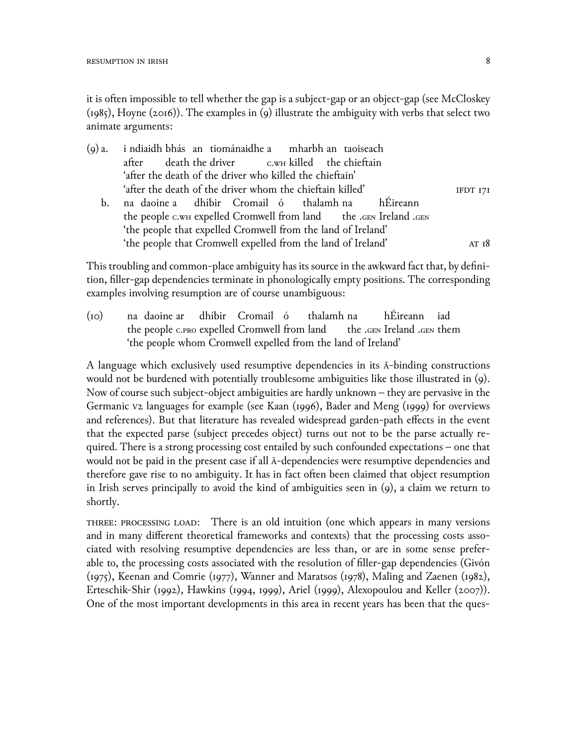it is often impossible to tell whether the gap is a subject-gap or an object-gap (see McCloskey (1985), Hoyne (2016)). The examples in (9) illustrate the ambiguity with verbs that select two animate arguments:

(9) a. i ndiaidh bhás an tiománaidhe a mharbh an taoiseach
after death the driver C.WH killed the chieftain
'after the death of the driver who killed the chieftain'
'after the death of the driver whom the chieftain killed' IFDT 171

b. na daoine a dhíbir Cromail ó thalamh na hÉireann
the people C.WH expelled Cromwell from land the .GEN Ireland .GEN
'the people that expelled Cromwell from the land of Ireland'
'the people that Cromwell expelled from the land of Ireland' AT 18

This troubling and common-place ambiguity has its source in the awkward fact that, by definition, filler-gap dependencies terminate in phonologically empty positions. The corresponding examples involving resumption are of course unambiguous:

(10) na daoine ar dhíbir Cromail ó thalamh na hÉireann iad
the people C.PRO expelled Cromwell from land the .GEN Ireland .GEN them
'the people whom Cromwell expelled from the land of Ireland'

A language which exclusively used resumptive dependencies in its Ā-binding constructions would not be burdened with potentially troublesome ambiguities like those illustrated in (9). Now of course such subject-object ambiguities are hardly unknown – they are pervasive in the Germanic V2 languages for example (see Kaan (1996), Bader and Meng (1999) for overviews and references). But that literature has revealed widespread garden-path effects in the event that the expected parse (subject precedes object) turns out not to be the parse actually required. There is a strong processing cost entailed by such confounded expectations – one that would not be paid in the present case if all Ā-dependencies were resumptive dependencies and therefore gave rise to no ambiguity. It has in fact often been claimed that object resumption in Irish serves principally to avoid the kind of ambiguities seen in (9), a claim we return to shortly.

THREE: PROCESSING LOAD: There is an old intuition (one which appears in many versions and in many different theoretical frameworks and contexts) that the processing costs associated with resolving resumptive dependencies are less than, or are in some sense preferable to, the processing costs associated with the resolution of filler-gap dependencies (Givón (1975), Keenan and Comrie (1977), Wanner and Maratsos (1978), Maling and Zaenen (1982), Erteschik-Shir (1992), Hawkins (1994, 1999), Ariel (1999), Alexopoulou and Keller (2007)). One of the most important developments in this area in recent years has been that the ques-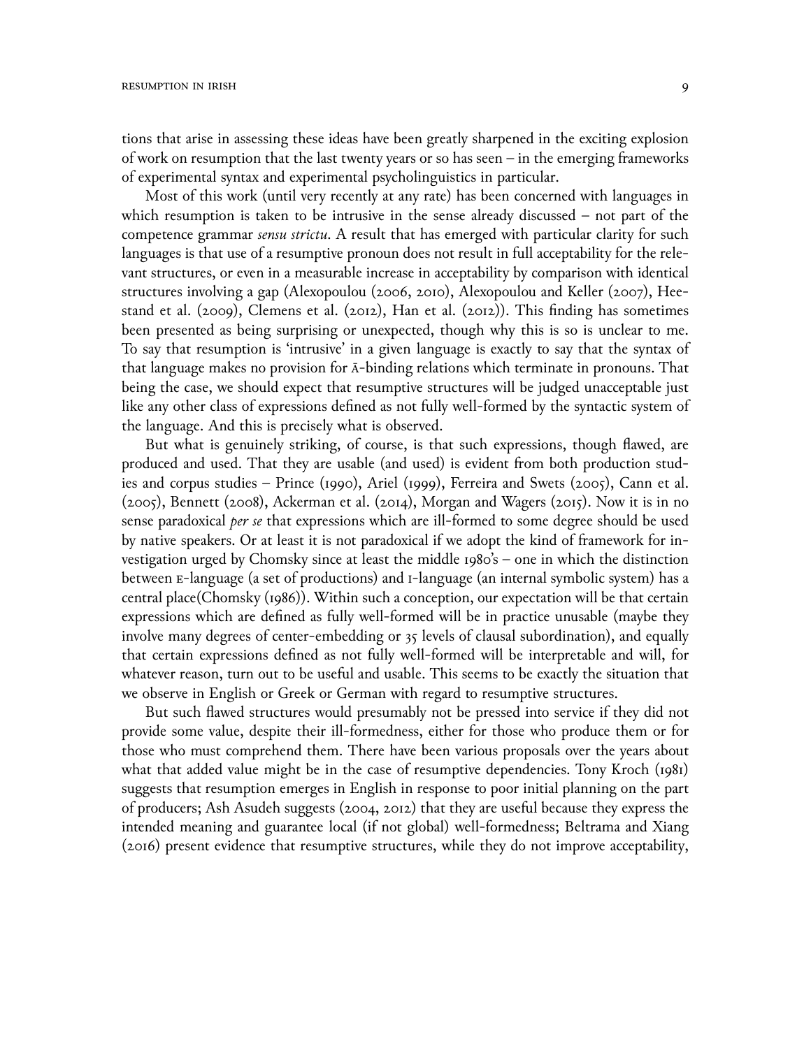tions that arise in assessing these ideas have been greatly sharpened in the exciting explosion of work on resumption that the last twenty years or so has seen – in the emerging frameworks of experimental syntax and experimental psycholinguistics in particular.

Most of this work (until very recently at any rate) has been concerned with languages in which resumption is taken to be intrusive in the sense already discussed – not part of the competence grammar *sensu strictu*. A result that has emerged with particular clarity for such languages is that use of a resumptive pronoun does not result in full acceptability for the relevant structures, or even in a measurable increase in acceptability by comparison with identical structures involving a gap (Alexopoulou (2006, 2010), Alexopoulou and Keller (2007), Heestand et al. (2009), Clemens et al. (2012), Han et al. (2012)). This finding has sometimes been presented as being surprising or unexpected, though why this is so is unclear to me. To say that resumption is 'intrusive' in a given language is exactly to say that the syntax of that language makes no provision for Ā-binding relations which terminate in pronouns. That being the case, we should expect that resumptive structures will be judged unacceptable just like any other class of expressions defined as not fully well-formed by the syntactic system of the language. And this is precisely what is observed.

But what is genuinely striking, of course, is that such expressions, though flawed, are produced and used. That they are usable (and used) is evident from both production studies and corpus studies – Prince (1990), Ariel (1999), Ferreira and Swets (2005), Cann et al. (2005), Bennett (2008), Ackerman et al. (2014), Morgan and Wagers (2015). Now it is in no sense paradoxical *per se* that expressions which are ill-formed to some degree should be used by native speakers. Or at least it is not paradoxical if we adopt the kind of framework for investigation urged by Chomsky since at least the middle 1980's – one in which the distinction between E-language (a set of productions) and I-language (an internal symbolic system) has a central place(Chomsky (1986)). Within such a conception, our expectation will be that certain expressions which are defined as fully well-formed will be in practice unusable (maybe they involve many degrees of center-embedding or 35 levels of clausal subordination), and equally that certain expressions defined as not fully well-formed will be interpretable and will, for whatever reason, turn out to be useful and usable. This seems to be exactly the situation that we observe in English or Greek or German with regard to resumptive structures.

But such flawed structures would presumably not be pressed into service if they did not provide some value, despite their ill-formedness, either for those who produce them or for those who must comprehend them. There have been various proposals over the years about what that added value might be in the case of resumptive dependencies. Tony Kroch (1981) suggests that resumption emerges in English in response to poor initial planning on the part of producers; Ash Asudeh suggests (2004, 2012) that they are useful because they express the intended meaning and guarantee local (if not global) well-formedness; Beltrama and Xiang (2016) present evidence that resumptive structures, while they do not improve acceptability,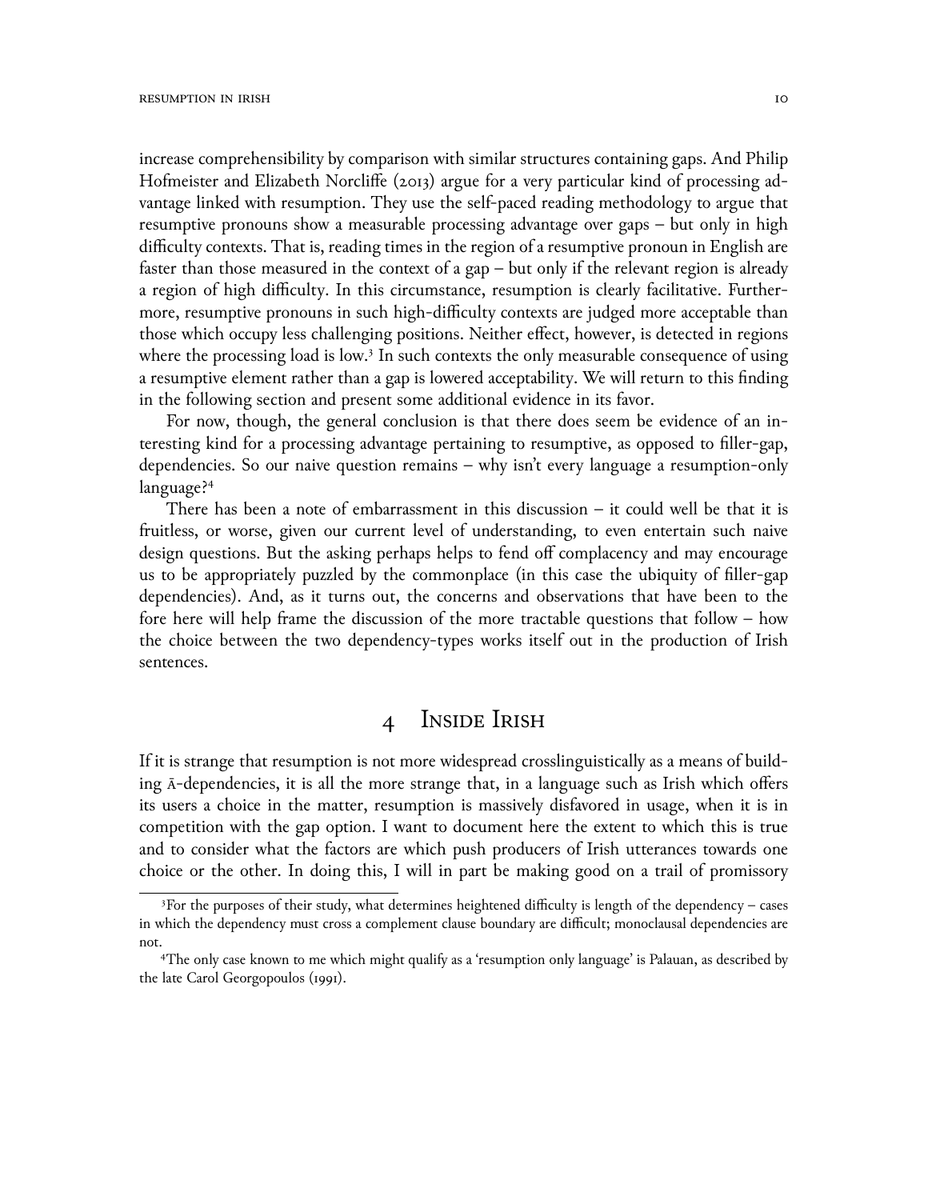increase comprehensibility by comparison with similar structures containing gaps. And Philip Hofmeister and Elizabeth Norcliffe (2013) argue for a very particular kind of processing advantage linked with resumption. They use the self-paced reading methodology to argue that resumptive pronouns show a measurable processing advantage over gaps – but only in high difficulty contexts. That is, reading times in the region of a resumptive pronoun in English are faster than those measured in the context of a gap – but only if the relevant region is already a region of high difficulty. In this circumstance, resumption is clearly facilitative. Furthermore, resumptive pronouns in such high-difficulty contexts are judged more acceptable than those which occupy less challenging positions. Neither effect, however, is detected in regions where the processing load is low.[3] In such contexts the only measurable consequence of using a resumptive element rather than a gap is lowered acceptability. We will return to this finding in the following section and present some additional evidence in its favor.

For now, though, the general conclusion is that there does seem be evidence of an interesting kind for a processing advantage pertaining to resumptive, as opposed to filler-gap, dependencies. So our naive question remains – why isn't every language a resumption-only language?[4]

There has been a note of embarrassment in this discussion – it could well be that it is fruitless, or worse, given our current level of understanding, to even entertain such naive design questions. But the asking perhaps helps to fend off complacency and may encourage us to be appropriately puzzled by the commonplace (in this case the ubiquity of filler-gap dependencies). And, as it turns out, the concerns and observations that have been to the fore here will help frame the discussion of the more tractable questions that follow – how the choice between the two dependency-types works itself out in the production of Irish sentences.

## 4 Inside Irish

If it is strange that resumption is not more widespread crosslinguistically as a means of building Ā-dependencies, it is all the more strange that, in a language such as Irish which offers its users a choice in the matter, resumption is massively disfavored in usage, when it is in competition with the gap option. I want to document here the extent to which this is true and to consider what the factors are which push producers of Irish utterances towards one choice or the other. In doing this, I will in part be making good on a trail of promissory

---

[3] For the purposes of their study, what determines heightened difficulty is length of the dependency – cases in which the dependency must cross a complement clause boundary are difficult; monoclausal dependencies are not.

[4] The only case known to me which might qualify as a 'resumption only language' is Palauan, as described by the late Carol Georgopoulos (1991).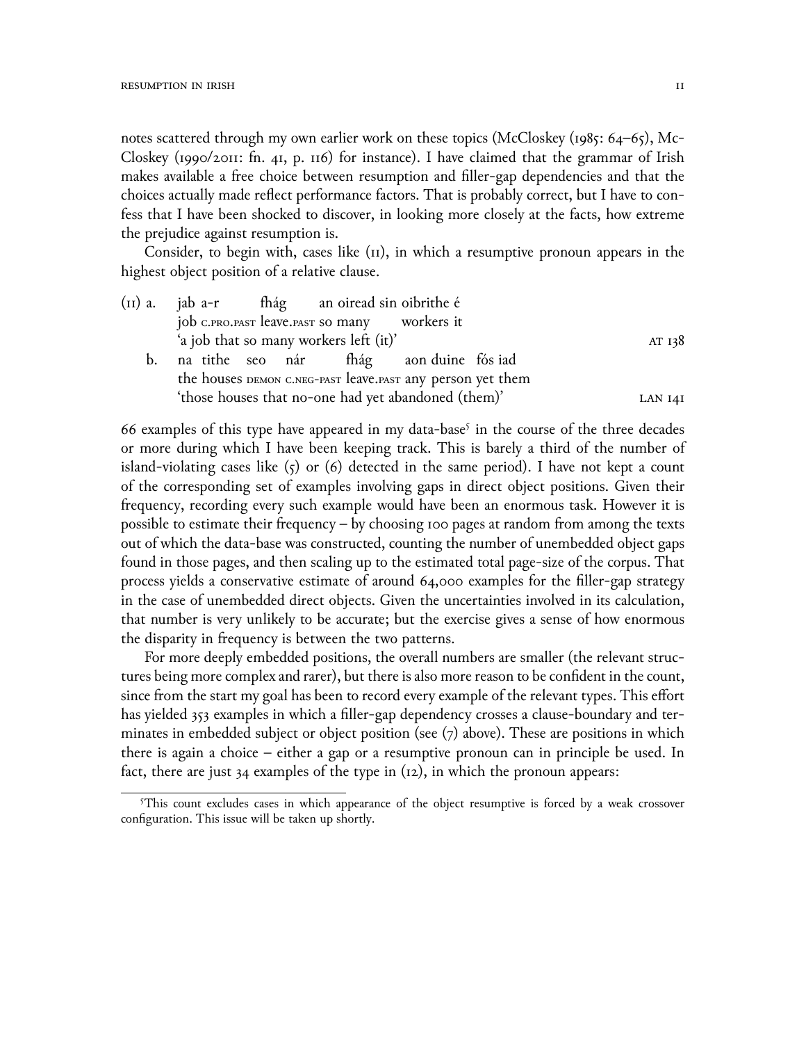notes scattered through my own earlier work on these topics (McCloskey (1985: 64–65), McCloskey (1990/2011: fn. 41, p. 116) for instance). I have claimed that the grammar of Irish makes available a free choice between resumption and filler-gap dependencies and that the choices actually made reflect performance factors. That is probably correct, but I have to confess that I have been shocked to discover, in looking more closely at the facts, how extreme the prejudice against resumption is.

Consider, to begin with, cases like (11), in which a resumptive pronoun appears in the highest object position of a relative clause.

(11) a. jab a-r fhág an oiread sin oibrithe é
 job C.PRO.PAST leave.PAST so many workers it
 'a job that so many workers left (it)' AT 138

 b. na tithe seo nár fhág aon duine fós iad
 the houses DEMON C.NEG-PAST leave.PAST any person yet them
 'those houses that no-one had yet abandoned (them)' LAN 141

66 examples of this type have appeared in my data-base[5] in the course of the three decades or more during which I have been keeping track. This is barely a third of the number of island-violating cases like (5) or (6) detected in the same period). I have not kept a count of the corresponding set of examples involving gaps in direct object positions. Given their frequency, recording every such example would have been an enormous task. However it is possible to estimate their frequency – by choosing 100 pages at random from among the texts out of which the data-base was constructed, counting the number of unembedded object gaps found in those pages, and then scaling up to the estimated total page-size of the corpus. That process yields a conservative estimate of around 64,000 examples for the filler-gap strategy in the case of unembedded direct objects. Given the uncertainties involved in its calculation, that number is very unlikely to be accurate; but the exercise gives a sense of how enormous the disparity in frequency is between the two patterns.

For more deeply embedded positions, the overall numbers are smaller (the relevant structures being more complex and rarer), but there is also more reason to be confident in the count, since from the start my goal has been to record every example of the relevant types. This effort has yielded 353 examples in which a filler-gap dependency crosses a clause-boundary and terminates in embedded subject or object position (see (7) above). These are positions in which there is again a choice – either a gap or a resumptive pronoun can in principle be used. In fact, there are just 34 examples of the type in (12), in which the pronoun appears:

[5] This count excludes cases in which appearance of the object resumptive is forced by a weak crossover configuration. This issue will be taken up shortly.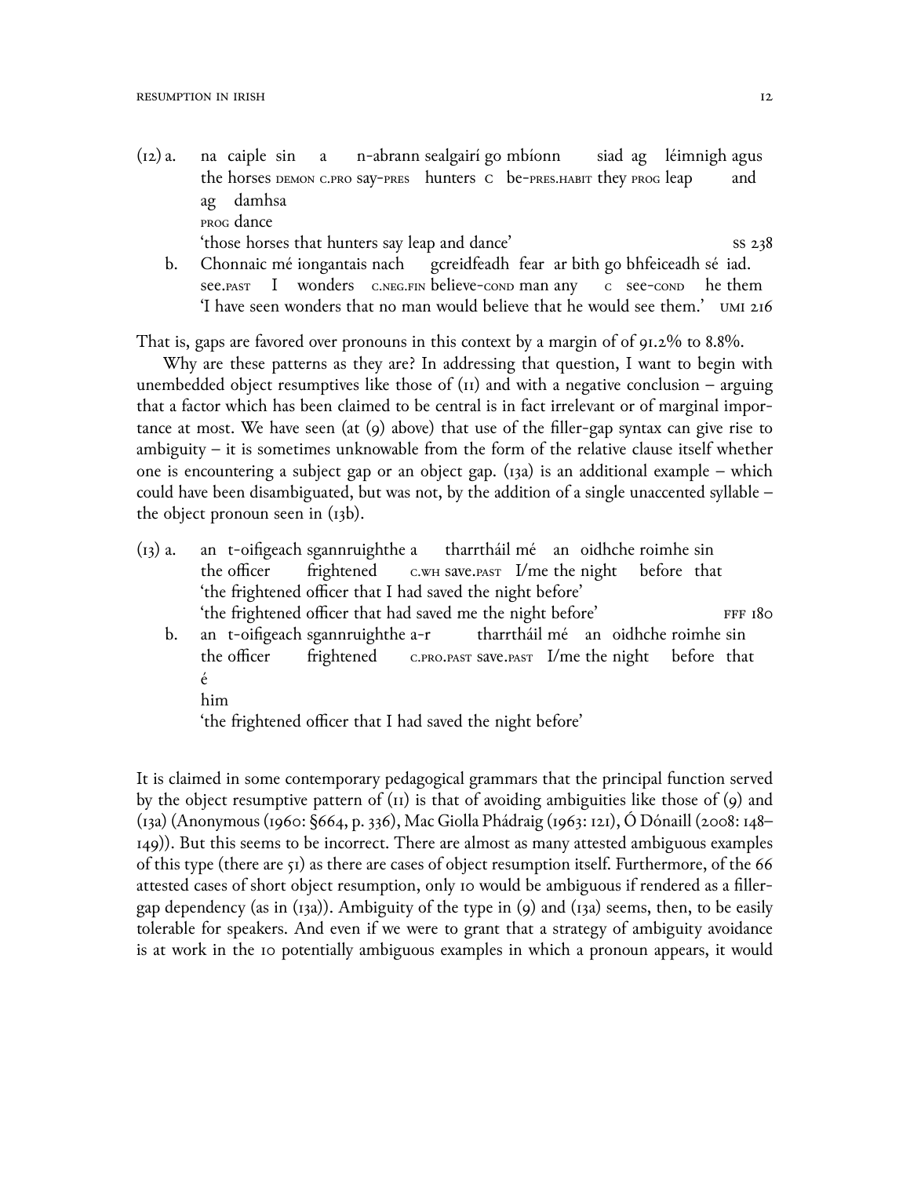(12) a. na caiple sin a n-abrann sealgairí go mbíonn siad ag léimnigh agus ag damhsa
the horses DEMON C.PRO say-PRES hunters C be-PRES.HABIT they PROG leap and PROG dance
'those horses that hunters say leap and dance' SS 238

b. Chonnaic mé iongantais nach gcreidfeadh fear ar bith go bhfeiceadh sé iad.
see.PAST I wonders C.NEG.FIN believe-COND man any C see-COND he them
'I have seen wonders that no man would believe that he would see them.' UMI 216

That is, gaps are favored over pronouns in this context by a margin of of 91.2% to 8.8%.

Why are these patterns as they are? In addressing that question, I want to begin with unembedded object resumptives like those of (11) and with a negative conclusion – arguing that a factor which has been claimed to be central is in fact irrelevant or of marginal importance at most. We have seen (at (9) above) that use of the filler-gap syntax can give rise to ambiguity – it is sometimes unknowable from the form of the relative clause itself whether one is encountering a subject gap or an object gap. (13a) is an additional example – which could have been disambiguated, but was not, by the addition of a single unaccented syllable – the object pronoun seen in (13b).

(13) a. an t-oifigeach sgannruighthe a tharrtháil mé an oidhche roimhe sin
the officer frightened C.WH save.PAST I/me the night before that
'the frightened officer that I had saved the night before'
'the frightened officer that had saved me the night before' FFF 180

b. an t-oifigeach sgannruighthe a-r tharrtháil mé an oidhche roimhe sin é
the officer frightened C.PRO.PAST save.PAST I/me the night before that him
'the frightened officer that I had saved the night before'

It is claimed in some contemporary pedagogical grammars that the principal function served by the object resumptive pattern of (11) is that of avoiding ambiguities like those of (9) and (13a) (Anonymous (1960: §664, p. 336), Mac Giolla Phádraig (1963: 121), Ó Dónaill (2008: 148–149)). But this seems to be incorrect. There are almost as many attested ambiguous examples of this type (there are 51) as there are cases of object resumption itself. Furthermore, of the 66 attested cases of short object resumption, only 10 would be ambiguous if rendered as a filler-gap dependency (as in (13a)). Ambiguity of the type in (9) and (13a) seems, then, to be easily tolerable for speakers. And even if we were to grant that a strategy of ambiguity avoidance is at work in the 10 potentially ambiguous examples in which a pronoun appears, it would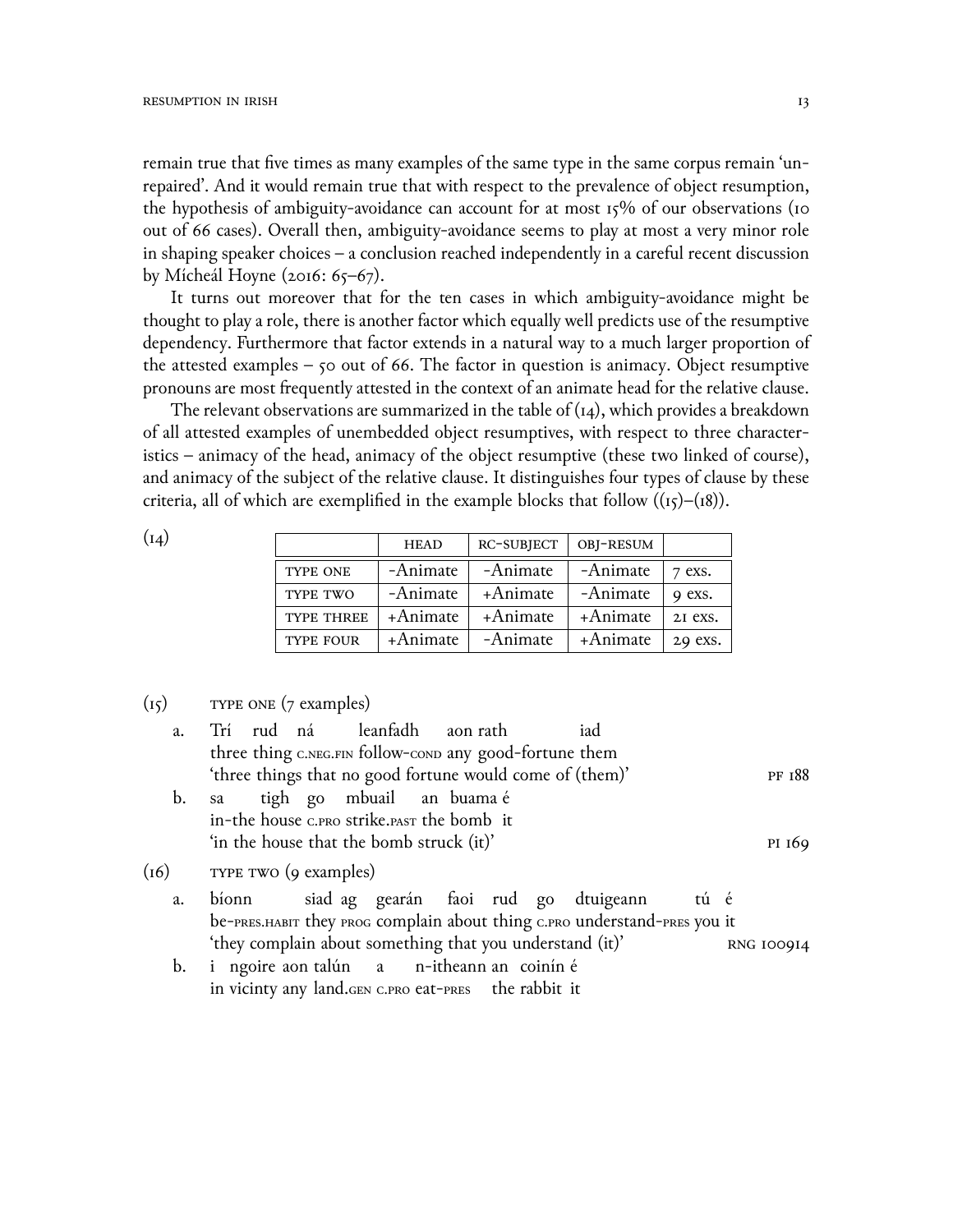remain true that five times as many examples of the same type in the same corpus remain 'unrepaired'. And it would remain true that with respect to the prevalence of object resumption, the hypothesis of ambiguity-avoidance can account for at most 15% of our observations (10 out of 66 cases). Overall then, ambiguity-avoidance seems to play at most a very minor role in shaping speaker choices – a conclusion reached independently in a careful recent discussion by Mícheál Hoyne (2016: 65–67).

It turns out moreover that for the ten cases in which ambiguity-avoidance might be thought to play a role, there is another factor which equally well predicts use of the resumptive dependency. Furthermore that factor extends in a natural way to a much larger proportion of the attested examples – 50 out of 66. The factor in question is animacy. Object resumptive pronouns are most frequently attested in the context of an animate head for the relative clause.

The relevant observations are summarized in the table of (14), which provides a breakdown of all attested examples of unembedded object resumptives, with respect to three characteristics – animacy of the head, animacy of the object resumptive (these two linked of course), and animacy of the subject of the relative clause. It distinguishes four types of clause by these criteria, all of which are exemplified in the example blocks that follow ((15)–(18)).

(14)

| | HEAD | RC-SUBJECT | OBJ-RESUM | |
|---|---|---|---|---|
| TYPE ONE | -Animate | -Animate | -Animate | 7 exs. |
| TYPE TWO | -Animate | +Animate | -Animate | 9 exs. |
| TYPE THREE | +Animate | +Animate | +Animate | 21 exs. |
| TYPE FOUR | +Animate | -Animate | +Animate | 29 exs. |

(15) TYPE ONE (7 examples)

a. Trí rud ná leanfadh aon rath iad
three thing C.NEG.FIN follow-COND any good-fortune them
'three things that no good fortune would come of (them)' PF 188

b. sa tigh go mbuail an buama é
in-the house C.PRO strike.PAST the bomb it
'in the house that the bomb struck (it)' PI 169

(16) TYPE TWO (9 examples)

a. bíonn siad ag gearán faoi rud go dtuigeann tú é
be-PRES.HABIT they PROG complain about thing C.PRO understand-PRES you it
'they complain about something that you understand (it)' RNG 100914

b. i ngoire aon talún a n-itheann an coinín é
in vicinty any land.GEN C.PRO eat-PRES the rabbit it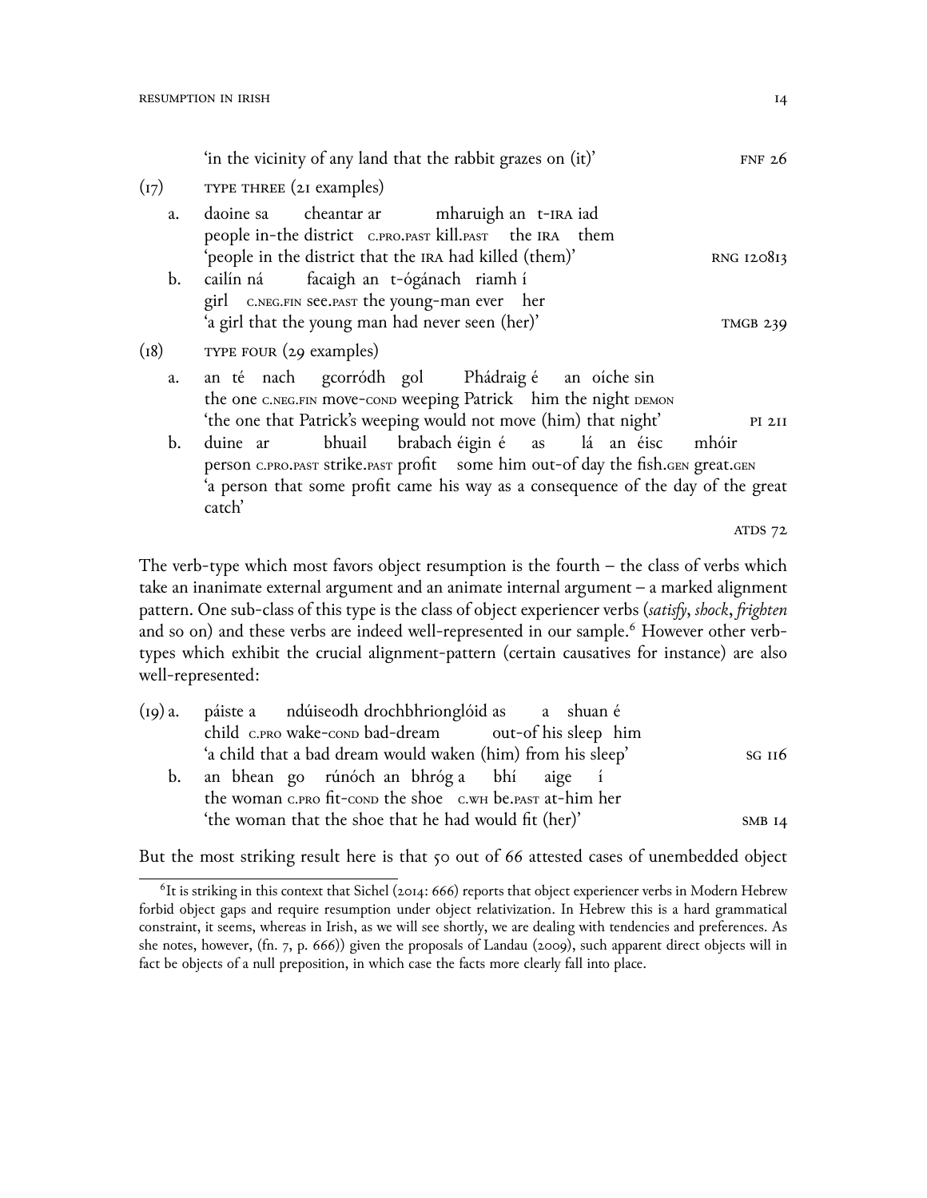'in the vicinity of any land that the rabbit grazes on (it)' FNF 26

(17) TYPE THREE (21 examples)

a. daoine sa cheantar ar mharuigh an t-IRA iad
people in-the district C.PRO.PAST kill.PAST the IRA them
'people in the district that the IRA had killed (them)' RNG 120813

b. cailín ná facaigh an t-ógánach riamh í
girl C.NEG.FIN see.PAST the young-man ever her
'a girl that the young man had never seen (her)' TMGB 239

(18) TYPE FOUR (29 examples)

a. an té nach gcorródh gol Phádraig é an oíche sin
the one C.NEG.FIN move-COND weeping Patrick him the night DEMON
'the one that Patrick's weeping would not move (him) that night' PI 211

b. duine ar bhuail brabach éigin é as lá an éisc mhóir
person C.PRO.PAST strike.PAST profit some him out-of day the fish.GEN great.GEN
'a person that some profit came his way as a consequence of the day of the great catch' ATDS 72

The verb-type which most favors object resumption is the fourth – the class of verbs which take an inanimate external argument and an animate internal argument – a marked alignment pattern. One sub-class of this type is the class of object experiencer verbs (*satisfy*, *shock*, *frighten* and so on) and these verbs are indeed well-represented in our sample.[6] However other verb-types which exhibit the crucial alignment-pattern (certain causatives for instance) are also well-represented:

(19) a. páiste a ndúiseodh drochbhrionglóid as a shuan é
child C.PRO wake-COND bad-dream out-of his sleep him
'a child that a bad dream would waken (him) from his sleep' SG 116

b. an bhean go rúnóch an bhróg a bhí aige í
the woman C.PRO fit-COND the shoe C.WH be.PAST at-him her
'the woman that the shoe that he had would fit (her)' SMB 14

But the most striking result here is that 50 out of 66 attested cases of unembedded object

[6] It is striking in this context that Sichel (2014: 666) reports that object experiencer verbs in Modern Hebrew forbid object gaps and require resumption under object relativization. In Hebrew this is a hard grammatical constraint, it seems, whereas in Irish, as we will see shortly, we are dealing with tendencies and preferences. As she notes, however, (fn. 7, p. 666)) given the proposals of Landau (2009), such apparent direct objects will in fact be objects of a null preposition, in which case the facts more clearly fall into place.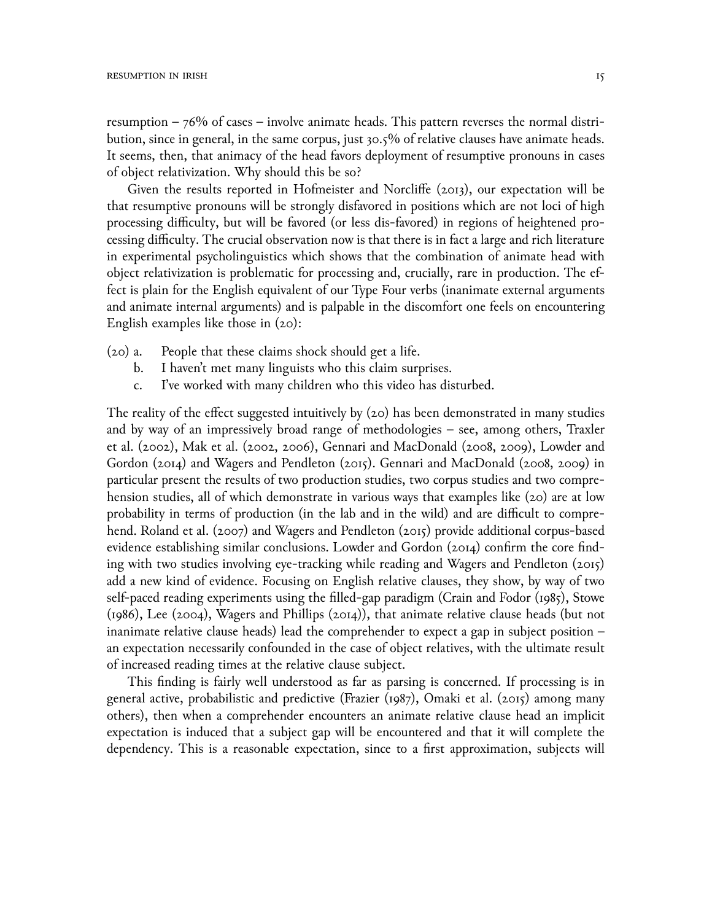resumption – 76% of cases – involve animate heads. This pattern reverses the normal distribution, since in general, in the same corpus, just 30.5% of relative clauses have animate heads. It seems, then, that animacy of the head favors deployment of resumptive pronouns in cases of object relativization. Why should this be so?

Given the results reported in Hofmeister and Norcliffe (2013), our expectation will be that resumptive pronouns will be strongly disfavored in positions which are not loci of high processing difficulty, but will be favored (or less dis-favored) in regions of heightened processing difficulty. The crucial observation now is that there is in fact a large and rich literature in experimental psycholinguistics which shows that the combination of animate head with object relativization is problematic for processing and, crucially, rare in production. The effect is plain for the English equivalent of our Type Four verbs (inanimate external arguments and animate internal arguments) and is palpable in the discomfort one feels on encountering English examples like those in (20):

(20) a. People that these claims shock should get a life.
  b. I haven't met many linguists who this claim surprises.
  c. I've worked with many children who this video has disturbed.

The reality of the effect suggested intuitively by (20) has been demonstrated in many studies and by way of an impressively broad range of methodologies – see, among others, Traxler et al. (2002), Mak et al. (2002, 2006), Gennari and MacDonald (2008, 2009), Lowder and Gordon (2014) and Wagers and Pendleton (2015). Gennari and MacDonald (2008, 2009) in particular present the results of two production studies, two corpus studies and two comprehension studies, all of which demonstrate in various ways that examples like (20) are at low probability in terms of production (in the lab and in the wild) and are difficult to comprehend. Roland et al. (2007) and Wagers and Pendleton (2015) provide additional corpus-based evidence establishing similar conclusions. Lowder and Gordon (2014) confirm the core finding with two studies involving eye-tracking while reading and Wagers and Pendleton (2015) add a new kind of evidence. Focusing on English relative clauses, they show, by way of two self-paced reading experiments using the filled-gap paradigm (Crain and Fodor (1985), Stowe (1986), Lee (2004), Wagers and Phillips (2014)), that animate relative clause heads (but not inanimate relative clause heads) lead the comprehender to expect a gap in subject position – an expectation necessarily confounded in the case of object relatives, with the ultimate result of increased reading times at the relative clause subject.

This finding is fairly well understood as far as parsing is concerned. If processing is in general active, probabilistic and predictive (Frazier (1987), Omaki et al. (2015) among many others), then when a comprehender encounters an animate relative clause head an implicit expectation is induced that a subject gap will be encountered and that it will complete the dependency. This is a reasonable expectation, since to a first approximation, subjects will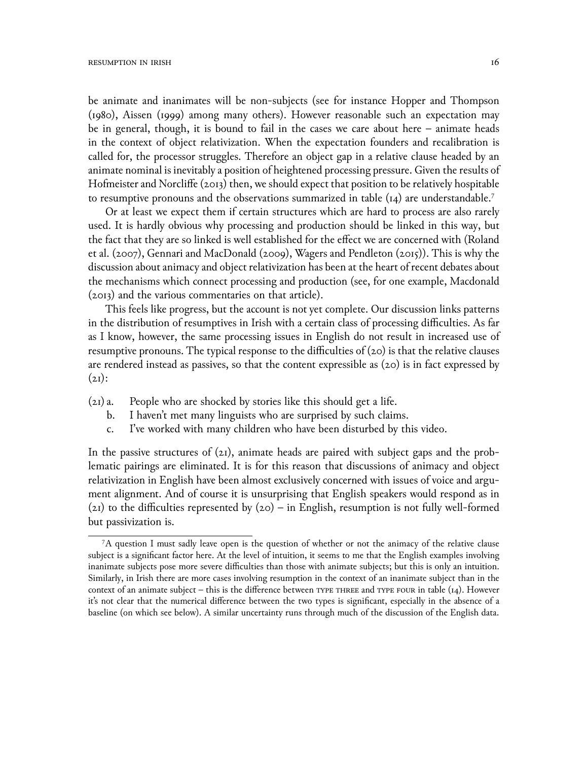be animate and inanimates will be non-subjects (see for instance Hopper and Thompson (1980), Aissen (1999) among many others). However reasonable such an expectation may be in general, though, it is bound to fail in the cases we care about here – animate heads in the context of object relativization. When the expectation founders and recalibration is called for, the processor struggles. Therefore an object gap in a relative clause headed by an animate nominal is inevitably a position of heightened processing pressure. Given the results of Hofmeister and Norcliffe (2013) then, we should expect that position to be relatively hospitable to resumptive pronouns and the observations summarized in table (14) are understandable.[7]

Or at least we expect them if certain structures which are hard to process are also rarely used. It is hardly obvious why processing and production should be linked in this way, but the fact that they are so linked is well established for the effect we are concerned with (Roland et al. (2007), Gennari and MacDonald (2009), Wagers and Pendleton (2015)). This is why the discussion about animacy and object relativization has been at the heart of recent debates about the mechanisms which connect processing and production (see, for one example, Macdonald (2013) and the various commentaries on that article).

This feels like progress, but the account is not yet complete. Our discussion links patterns in the distribution of resumptives in Irish with a certain class of processing difficulties. As far as I know, however, the same processing issues in English do not result in increased use of resumptive pronouns. The typical response to the difficulties of (20) is that the relative clauses are rendered instead as passives, so that the content expressible as (20) is in fact expressed by (21):

(21) a. People who are shocked by stories like this should get a life.
  b. I haven't met many linguists who are surprised by such claims.
  c. I've worked with many children who have been disturbed by this video.

In the passive structures of (21), animate heads are paired with subject gaps and the problematic pairings are eliminated. It is for this reason that discussions of animacy and object relativization in English have been almost exclusively concerned with issues of voice and argument alignment. And of course it is unsurprising that English speakers would respond as in (21) to the difficulties represented by (20) – in English, resumption is not fully well-formed but passivization is.

---

[7]A question I must sadly leave open is the question of whether or not the animacy of the relative clause subject is a significant factor here. At the level of intuition, it seems to me that the English examples involving inanimate subjects pose more severe difficulties than those with animate subjects; but this is only an intuition. Similarly, in Irish there are more cases involving resumption in the context of an inanimate subject than in the context of an animate subject – this is the difference between TYPE THREE and TYPE FOUR in table (14). However it's not clear that the numerical difference between the two types is significant, especially in the absence of a baseline (on which see below). A similar uncertainty runs through much of the discussion of the English data.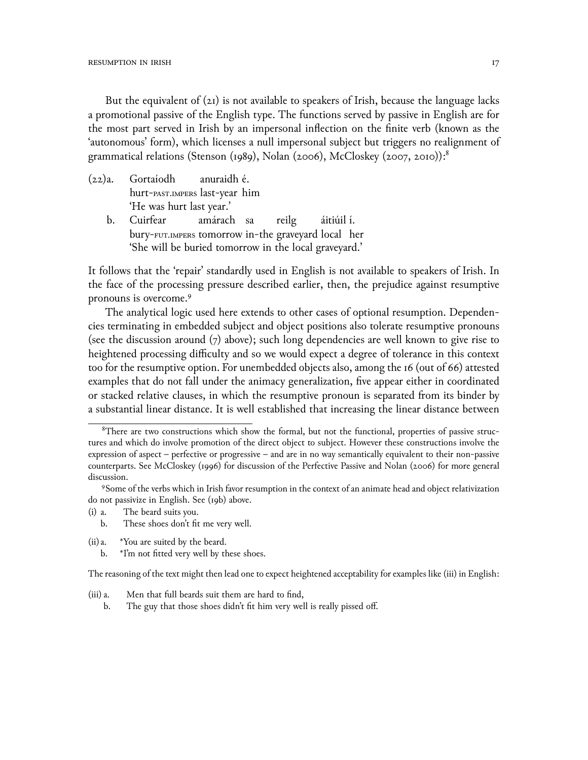But the equivalent of (21) is not available to speakers of Irish, because the language lacks a promotional passive of the English type. The functions served by passive in English are for the most part served in Irish by an impersonal inflection on the finite verb (known as the 'autonomous' form), which licenses a null impersonal subject but triggers no realignment of grammatical relations (Stenson (1989), Nolan (2006), McCloskey (2007, 2010)):[8]

(22) a. Gortaíodh anuraidh é.
hurt-PAST.IMPERS last-year him
'He was hurt last year.'

b. Cuirfear amárach sa reilg áitiúil í.
bury-FUT.IMPERS tomorrow in-the graveyard local her
'She will be buried tomorrow in the local graveyard.'

It follows that the 'repair' standardly used in English is not available to speakers of Irish. In the face of the processing pressure described earlier, then, the prejudice against resumptive pronouns is overcome.[9]

The analytical logic used here extends to other cases of optional resumption. Dependencies terminating in embedded subject and object positions also tolerate resumptive pronouns (see the discussion around (7) above); such long dependencies are well known to give rise to heightened processing difficulty and so we would expect a degree of tolerance in this context too for the resumptive option. For unembedded objects also, among the 16 (out of 66) attested examples that do not fall under the animacy generalization, five appear either in coordinated or stacked relative clauses, in which the resumptive pronoun is separated from its binder by a substantial linear distance. It is well established that increasing the linear distance between

---

[8] There are two constructions which show the formal, but not the functional, properties of passive structures and which do involve promotion of the direct object to subject. However these constructions involve the expression of aspect – perfective or progressive – and are in no way semantically equivalent to their non-passive counterparts. See McCloskey (1996) for discussion of the Perfective Passive and Nolan (2006) for more general discussion.

[9] Some of the verbs which in Irish favor resumption in the context of an animate head and object relativization do not passivize in English. See (19b) above.

(i) a. The beard suits you.
b. These shoes don't fit me very well.

(ii) a. *You are suited by the beard.
b. *I'm not fitted very well by these shoes.

The reasoning of the text might then lead one to expect heightened acceptability for examples like (iii) in English:

(iii) a. Men that full beards suit them are hard to find,
b. The guy that those shoes didn't fit him very well is really pissed off.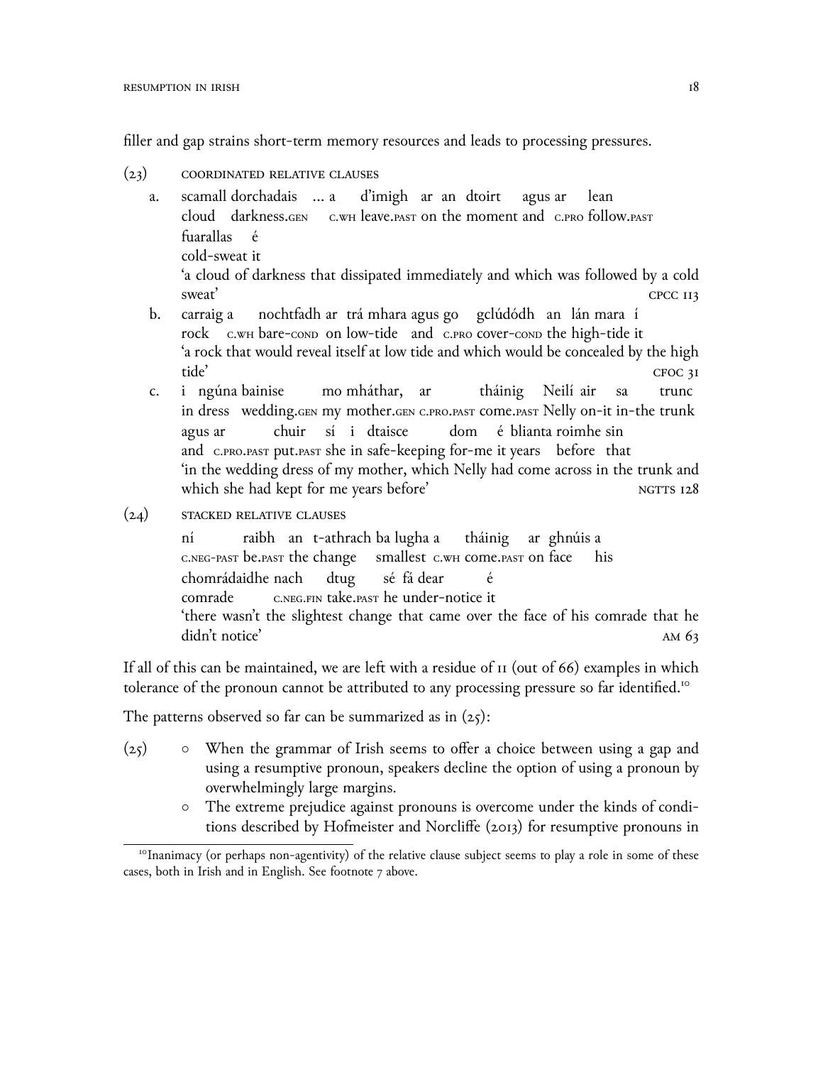filler and gap strains short-term memory resources and leads to processing pressures.

(23) COORDINATED RELATIVE CLAUSES

a. scamall dorchadais … a d'imigh ar an dtoirt agus ar lean
cloud darkness.GEN C.WH leave.PAST on the moment and C.PRO follow.PAST
fuarallas é
cold-sweat it
'a cloud of darkness that dissipated immediately and which was followed by a cold sweat' CPCC 113

b. carraig a nochtfadh ar trá mhara agus go gclúdódh an lán mara í
rock C.WH bare-COND on low-tide and C.PRO cover-COND the high-tide it
'a rock that would reveal itself at low tide and which would be concealed by the high tide' CFOC 31

c. i ngúna bainise mo mháthar, ar tháinig Neilí air sa trunc
in dress wedding.GEN my mother.GEN C.PRO.PAST come.PAST Nelly on-it in-the trunk
agus ar chuir sí i dtaisce dom é blianta roimhe sin
and C.PRO.PAST put.PAST she in safe-keeping for-me it years before that
'in the wedding dress of my mother, which Nelly had come across in the trunk and which she had kept for me years before' NGTTS 128

(24) STACKED RELATIVE CLAUSES

ní raibh an t-athrach ba lugha a tháinig ar ghnúis a
C.NEG-PAST be.PAST the change smallest C.WH come.PAST on face his
chomrádaidhe nach dtug sé fá dear é
comrade C.NEG.FIN take.PAST he under-notice it
'there wasn't the slightest change that came over the face of his comrade that he didn't notice' AM 63

If all of this can be maintained, we are left with a residue of 11 (out of 66) examples in which tolerance of the pronoun cannot be attributed to any processing pressure so far identified.[10]

The patterns observed so far can be summarized as in (25):

(25)
- When the grammar of Irish seems to offer a choice between using a gap and using a resumptive pronoun, speakers decline the option of using a pronoun by overwhelmingly large margins.
- The extreme prejudice against pronouns is overcome under the kinds of conditions described by Hofmeister and Norcliffe (2013) for resumptive pronouns in

[10] Inanimacy (or perhaps non-agentivity) of the relative clause subject seems to play a role in some of these cases, both in Irish and in English. See footnote 7 above.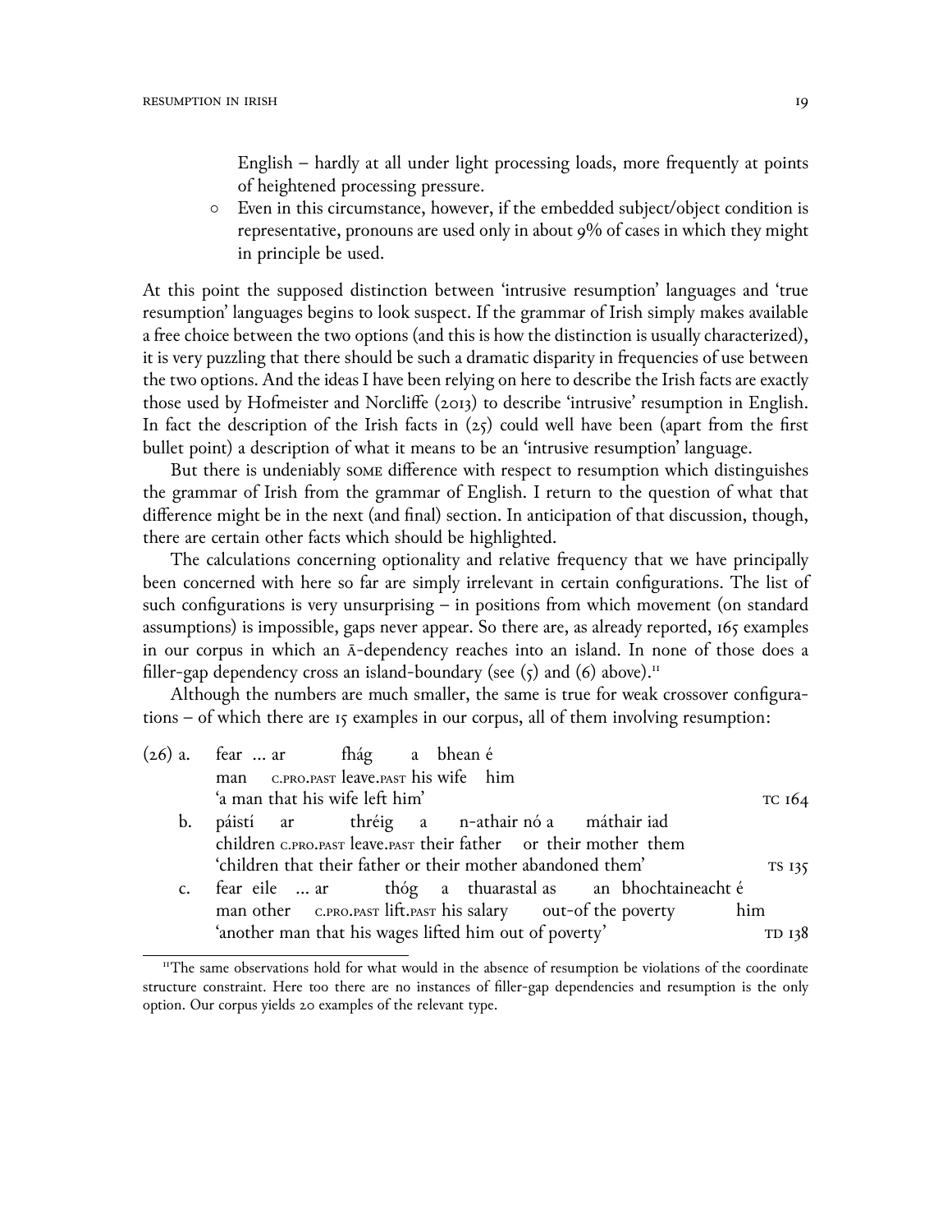English – hardly at all under light processing loads, more frequently at points of heightened processing pressure.

- Even in this circumstance, however, if the embedded subject/object condition is representative, pronouns are used only in about 9% of cases in which they might in principle be used.

At this point the supposed distinction between 'intrusive resumption' languages and 'true resumption' languages begins to look suspect. If the grammar of Irish simply makes available a free choice between the two options (and this is how the distinction is usually characterized), it is very puzzling that there should be such a dramatic disparity in frequencies of use between the two options. And the ideas I have been relying on here to describe the Irish facts are exactly those used by Hofmeister and Norcliffe (2013) to describe 'intrusive' resumption in English. In fact the description of the Irish facts in (25) could well have been (apart from the first bullet point) a description of what it means to be an 'intrusive resumption' language.

But there is undeniably SOME difference with respect to resumption which distinguishes the grammar of Irish from the grammar of English. I return to the question of what that difference might be in the next (and final) section. In anticipation of that discussion, though, there are certain other facts which should be highlighted.

The calculations concerning optionality and relative frequency that we have principally been concerned with here so far are simply irrelevant in certain configurations. The list of such configurations is very unsurprising – in positions from which movement (on standard assumptions) is impossible, gaps never appear. So there are, as already reported, 165 examples in our corpus in which an Ā-dependency reaches into an island. In none of those does a filler-gap dependency cross an island-boundary (see (5) and (6) above).[11]

Although the numbers are much smaller, the same is true for weak crossover configurations – of which there are 15 examples in our corpus, all of them involving resumption:

(26) a. fear … ar fhág a bhean é
man C.PRO.PAST leave.PAST his wife him
'a man that his wife left him' TC 164

b. páistí ar thréig a n-athair nó a máthair iad
children C.PRO.PAST leave.PAST their father or their mother them
'children that their father or their mother abandoned them' TS 135

c. fear eile … ar thóg a thuarastal as an bhochtaineacht é
man other C.PRO.PAST lift.PAST his salary out-of the poverty him
'another man that his wages lifted him out of poverty' TD 138

[11] The same observations hold for what would in the absence of resumption be violations of the coordinate structure constraint. Here too there are no instances of filler-gap dependencies and resumption is the only option. Our corpus yields 20 examples of the relevant type.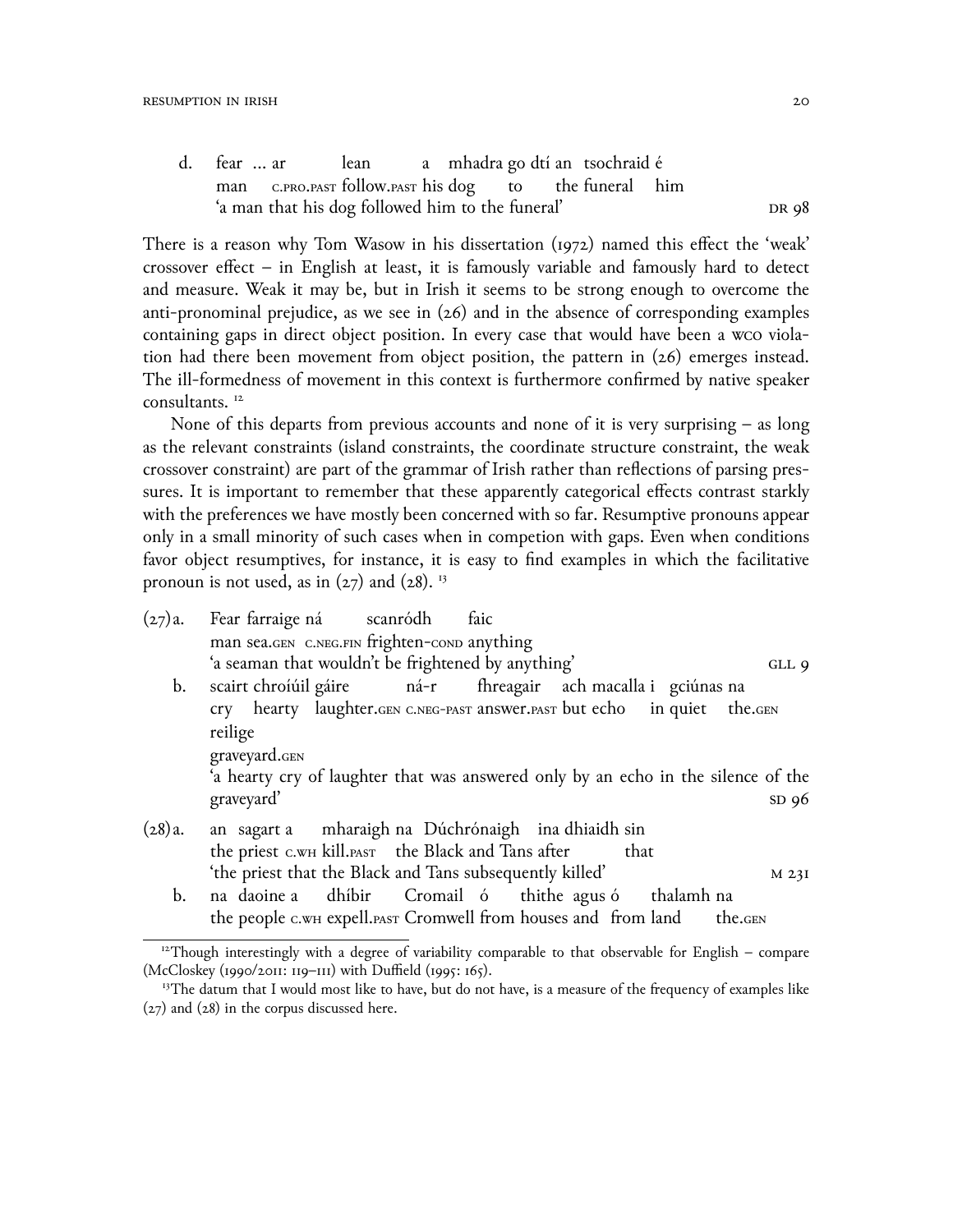d. fear … ar lean a mhadra go dtí an tsochraid é
   man C.PRO.PAST follow.PAST his dog to the funeral him
   'a man that his dog followed him to the funeral' DR 98

There is a reason why Tom Wasow in his dissertation (1972) named this effect the 'weak' crossover effect – in English at least, it is famously variable and famously hard to detect and measure. Weak it may be, but in Irish it seems to be strong enough to overcome the anti-pronominal prejudice, as we see in (26) and in the absence of corresponding examples containing gaps in direct object position. In every case that would have been a WCO violation had there been movement from object position, the pattern in (26) emerges instead. The ill-formedness of movement in this context is furthermore confirmed by native speaker consultants. [12]

None of this departs from previous accounts and none of it is very surprising – as long as the relevant constraints (island constraints, the coordinate structure constraint, the weak crossover constraint) are part of the grammar of Irish rather than reflections of parsing pressures. It is important to remember that these apparently categorical effects contrast starkly with the preferences we have mostly been concerned with so far. Resumptive pronouns appear only in a small minority of such cases when in competion with gaps. Even when conditions favor object resumptives, for instance, it is easy to find examples in which the facilitative pronoun is not used, as in (27) and (28). [13]

(27) a. Fear farraige ná scanródh faic
   man sea.GEN C.NEG.FIN frighten-COND anything
   'a seaman that wouldn't be frightened by anything' GLL 9

b. scairt chroíúil gáire ná-r fhreagair ach macalla i gciúnas na reilige
   cry hearty laughter.GEN C.NEG-PAST answer.PAST but echo in quiet the.GEN graveyard.GEN
   'a hearty cry of laughter that was answered only by an echo in the silence of the graveyard' SD 96

(28) a. an sagart a mharaigh na Dúchrónaigh ina dhiaidh sin
   the priest C.WH kill.PAST the Black and Tans after that
   'the priest that the Black and Tans subsequently killed' M 231

b. na daoine a dhíbir Cromail ó thithe agus ó thalamh na
   the people C.WH expell.PAST Cromwell from houses and from land the.GEN

---

[12] Though interestingly with a degree of variability comparable to that observable for English – compare (McCloskey (1990/2011: 119–111) with Duffield (1995: 165).

[13] The datum that I would most like to have, but do not have, is a measure of the frequency of examples like (27) and (28) in the corpus discussed here.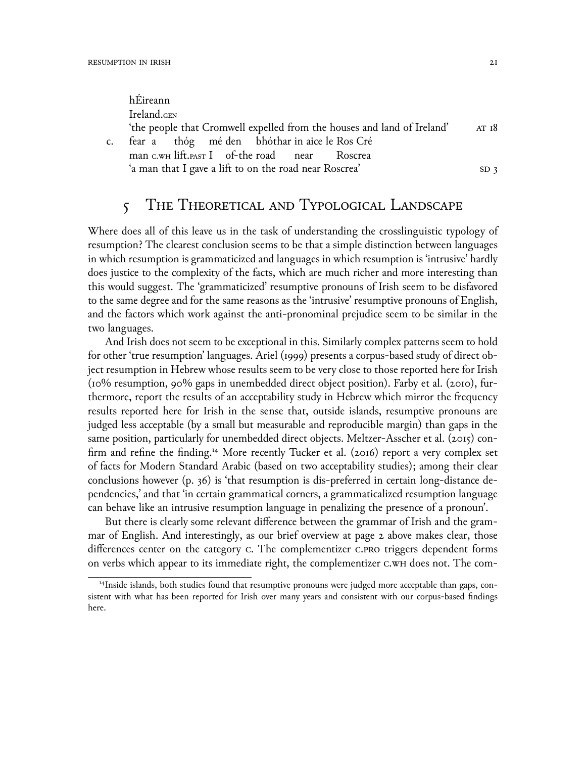hÉireann
Ireland.GEN
'the people that Cromwell expelled from the houses and land of Ireland' AT 18

c. fear a thóg mé den bhóthar in aice le Ros Cré
man C.WH lift.PAST I of-the road near Roscrea
'a man that I gave a lift to on the road near Roscrea' SD 3

# 5 The Theoretical and Typological Landscape

Where does all of this leave us in the task of understanding the crosslinguistic typology of resumption? The clearest conclusion seems to be that a simple distinction between languages in which resumption is grammaticized and languages in which resumption is 'intrusive' hardly does justice to the complexity of the facts, which are much richer and more interesting than this would suggest. The 'grammaticized' resumptive pronouns of Irish seem to be disfavored to the same degree and for the same reasons as the 'intrusive' resumptive pronouns of English, and the factors which work against the anti-pronominal prejudice seem to be similar in the two languages.

And Irish does not seem to be exceptional in this. Similarly complex patterns seem to hold for other 'true resumption' languages. Ariel (1999) presents a corpus-based study of direct object resumption in Hebrew whose results seem to be very close to those reported here for Irish (10% resumption, 90% gaps in unembedded direct object position). Farby et al. (2010), furthermore, report the results of an acceptability study in Hebrew which mirror the frequency results reported here for Irish in the sense that, outside islands, resumptive pronouns are judged less acceptable (by a small but measurable and reproducible margin) than gaps in the same position, particularly for unembedded direct objects. Meltzer-Asscher et al. (2015) confirm and refine the finding.[14] More recently Tucker et al. (2016) report a very complex set of facts for Modern Standard Arabic (based on two acceptability studies); among their clear conclusions however (p. 36) is 'that resumption is dis-preferred in certain long-distance dependencies,' and that 'in certain grammatical corners, a grammaticalized resumption language can behave like an intrusive resumption language in penalizing the presence of a pronoun'.

But there is clearly some relevant difference between the grammar of Irish and the grammar of English. And interestingly, as our brief overview at page 2 above makes clear, those differences center on the category C. The complementizer C.PRO triggers dependent forms on verbs which appear to its immediate right, the complementizer C.WH does not. The com-

[14] Inside islands, both studies found that resumptive pronouns were judged more acceptable than gaps, consistent with what has been reported for Irish over many years and consistent with our corpus-based findings here.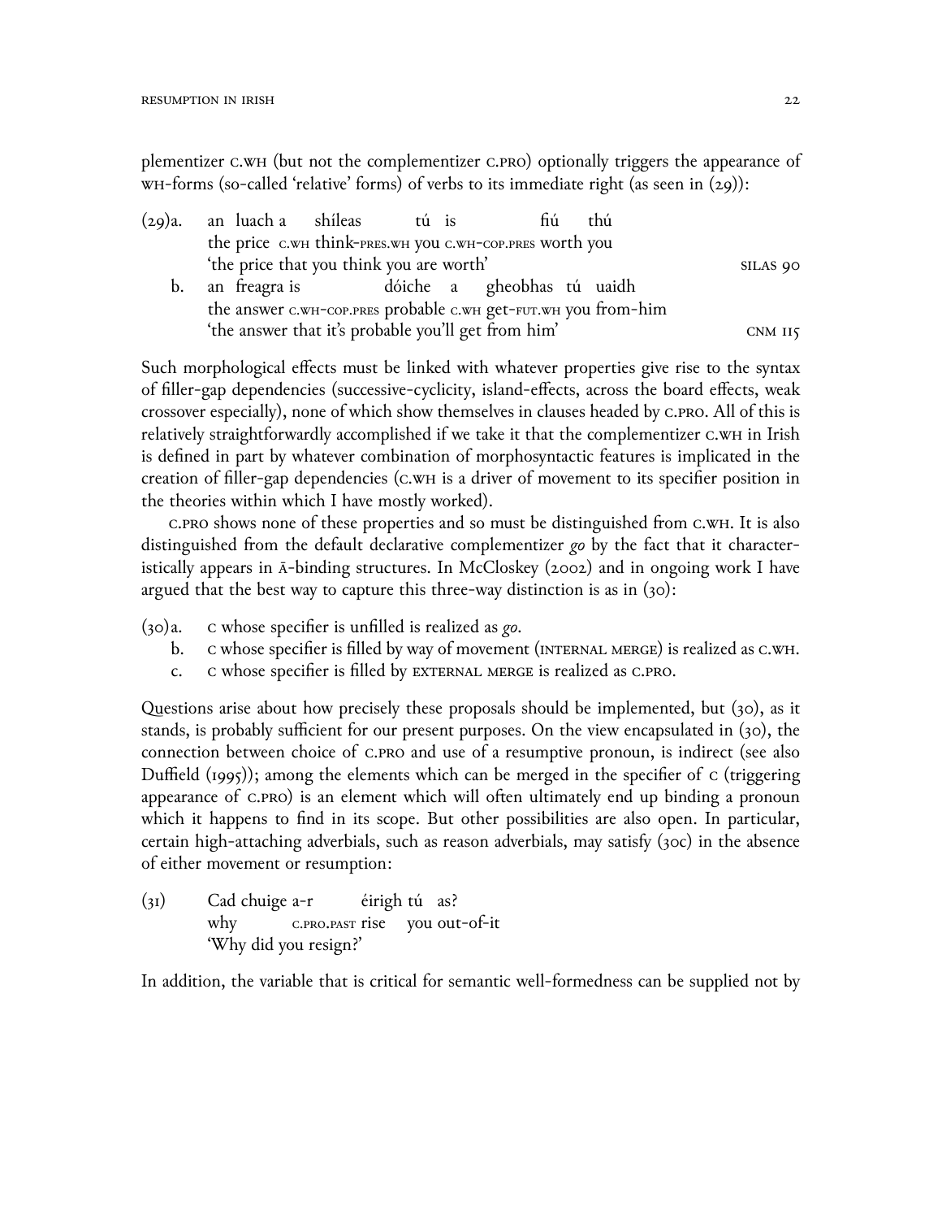plementizer C.WH (but not the complementizer C.PRO) optionally triggers the appearance of WH-forms (so-called 'relative' forms) of verbs to its immediate right (as seen in (29)):

(29) a. an luach a shíleas tú is fiú thú
  the price C.WH think-PRES.WH you C.WH-COP.PRES worth you
  'the price that you think you are worth' SILAS 90

 b. an freagra is dóiche a gheobhas tú uaidh
  the answer C.WH-COP.PRES probable C.WH get-FUT.WH you from-him
  'the answer that it's probable you'll get from him' CNM 115

Such morphological effects must be linked with whatever properties give rise to the syntax of filler-gap dependencies (successive-cyclicity, island-effects, across the board effects, weak crossover especially), none of which show themselves in clauses headed by C.PRO. All of this is relatively straightforwardly accomplished if we take it that the complementizer C.WH in Irish is defined in part by whatever combination of morphosyntactic features is implicated in the creation of filler-gap dependencies (C.WH is a driver of movement to its specifier position in the theories within which I have mostly worked).

C.PRO shows none of these properties and so must be distinguished from C.WH. It is also distinguished from the default declarative complementizer *go* by the fact that it characteristically appears in Ā-binding structures. In McCloskey (2002) and in ongoing work I have argued that the best way to capture this three-way distinction is as in (30):

(30) a. C whose specifier is unfilled is realized as *go*.
 b. C whose specifier is filled by way of movement (INTERNAL MERGE) is realized as C.WH.
 c. C whose specifier is filled by EXTERNAL MERGE is realized as C.PRO.

Questions arise about how precisely these proposals should be implemented, but (30), as it stands, is probably sufficient for our present purposes. On the view encapsulated in (30), the connection between choice of C.PRO and use of a resumptive pronoun, is indirect (see also Duffield (1995)); among the elements which can be merged in the specifier of C (triggering appearance of C.PRO) is an element which will often ultimately end up binding a pronoun which it happens to find in its scope. But other possibilities are also open. In particular, certain high-attaching adverbials, such as reason adverbials, may satisfy (30c) in the absence of either movement or resumption:

(31) Cad chuige a-r éirigh tú as?
  why C.PRO.PAST rise you out-of-it
  'Why did you resign?'

In addition, the variable that is critical for semantic well-formedness can be supplied not by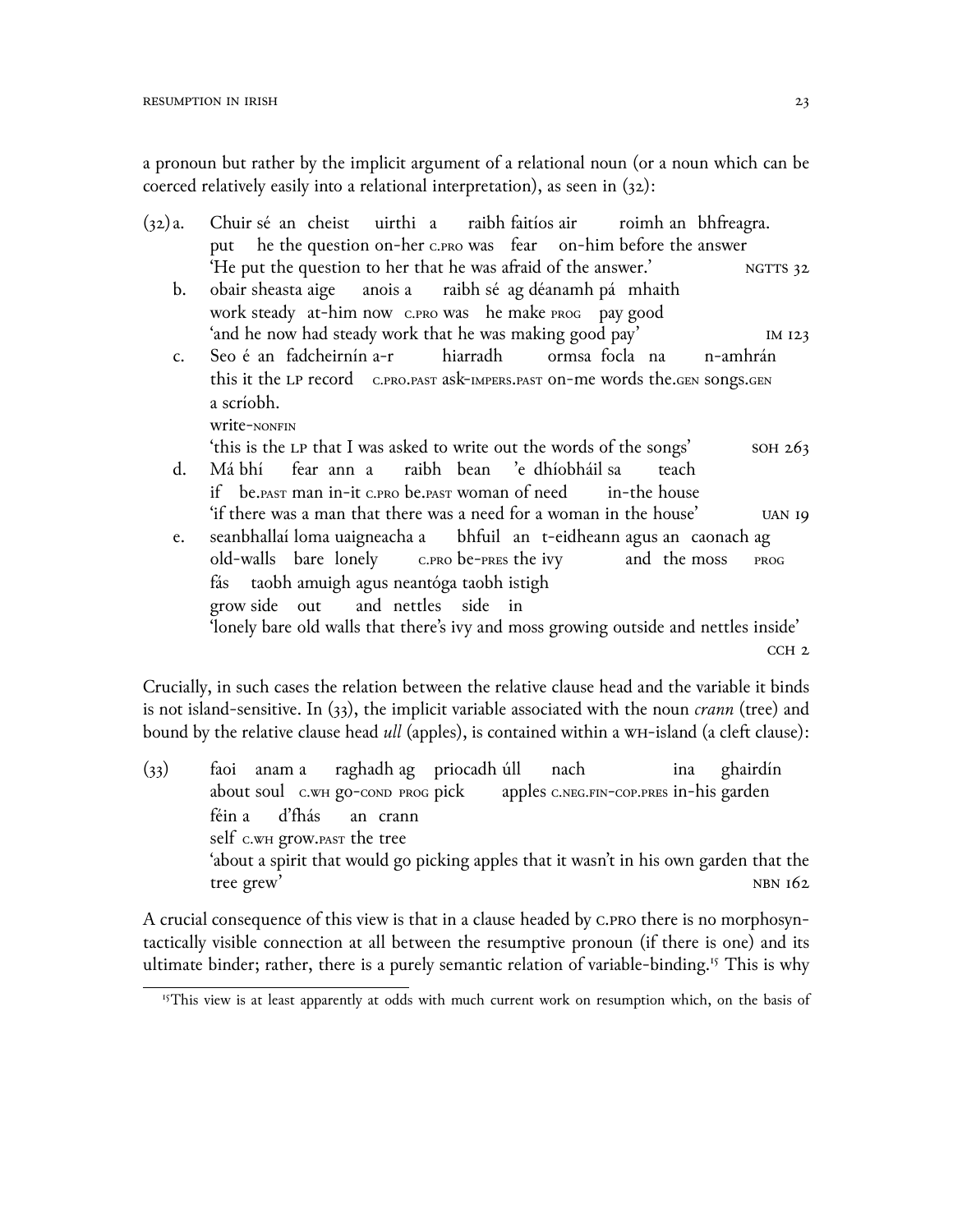a pronoun but rather by the implicit argument of a relational noun (or a noun which can be coerced relatively easily into a relational interpretation), as seen in (32):

(32) a. Chuir sé an cheist uirthi a raibh faitíos air roimh an bhfreagra.
put he the question on-her C.PRO was fear on-him before the answer
'He put the question to her that he was afraid of the answer.' NGTTS 32

b. obair sheasta aige anois a raibh sé ag déanamh pá mhaith
work steady at-him now C.PRO was he make PROG pay good
'and he now had steady work that he was making good pay' IM 123

c. Seo é an fadcheirnín a-r hiarradh ormsa focla na n-amhrán a scríobh.
this it the LP record C.PRO.PAST ask-IMPERS.PAST on-me words the.GEN songs.GEN write-NONFIN
'this is the LP that I was asked to write out the words of the songs' SOH 263

d. Má bhí fear ann a raibh bean 'e dhíobháil sa teach
if be.PAST man in-it C.PRO be.PAST woman of need in-the house
'if there was a man that there was a need for a woman in the house' UAN 19

e. seanbhallaí loma uaigneacha a bhfuil an t-eidheann agus an caonach ag fás taobh amuigh agus neantóga taobh istigh
old-walls bare lonely C.PRO be-PRES the ivy and the moss PROG grow side out and nettles side in
'lonely bare old walls that there's ivy and moss growing outside and nettles inside' CCH 2

Crucially, in such cases the relation between the relative clause head and the variable it binds is not island-sensitive. In (33), the implicit variable associated with the noun *crann* (tree) and bound by the relative clause head *úll* (apples), is contained within a WH-island (a cleft clause):

(33) faoi anam a raghadh ag priocadh úll nach ina ghairdín féin a d'fhás an crann
about soul C.WH go-COND PROG pick apples C.NEG.FIN-COP.PRES in-his garden self C.WH grow.PAST the tree
'about a spirit that would go picking apples that it wasn't in his own garden that the tree grew' NBN 162

A crucial consequence of this view is that in a clause headed by C.PRO there is no morphosyntactically visible connection at all between the resumptive pronoun (if there is one) and its ultimate binder; rather, there is a purely semantic relation of variable-binding.[15] This is why

[15] This view is at least apparently at odds with much current work on resumption which, on the basis of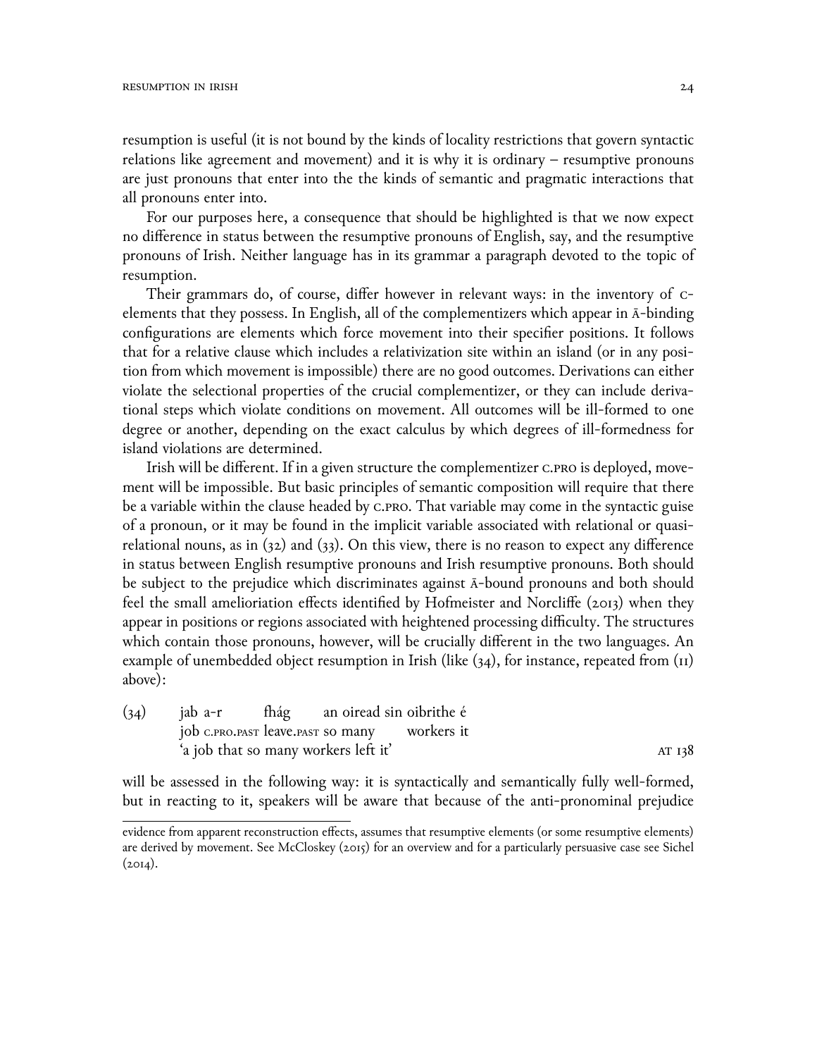resumption is useful (it is not bound by the kinds of locality restrictions that govern syntactic relations like agreement and movement) and it is why it is ordinary – resumptive pronouns are just pronouns that enter into the the kinds of semantic and pragmatic interactions that all pronouns enter into.

For our purposes here, a consequence that should be highlighted is that we now expect no difference in status between the resumptive pronouns of English, say, and the resumptive pronouns of Irish. Neither language has in its grammar a paragraph devoted to the topic of resumption.

Their grammars do, of course, differ however in relevant ways: in the inventory of C-elements that they possess. In English, all of the complementizers which appear in Ā-binding configurations are elements which force movement into their specifier positions. It follows that for a relative clause which includes a relativization site within an island (or in any position from which movement is impossible) there are no good outcomes. Derivations can either violate the selectional properties of the crucial complementizer, or they can include derivational steps which violate conditions on movement. All outcomes will be ill-formed to one degree or another, depending on the exact calculus by which degrees of ill-formedness for island violations are determined.

Irish will be different. If in a given structure the complementizer C.PRO is deployed, movement will be impossible. But basic principles of semantic composition will require that there be a variable within the clause headed by C.PRO. That variable may come in the syntactic guise of a pronoun, or it may be found in the implicit variable associated with relational or quasi-relational nouns, as in (32) and (33). On this view, there is no reason to expect any difference in status between English resumptive pronouns and Irish resumptive pronouns. Both should be subject to the prejudice which discriminates against Ā-bound pronouns and both should feel the small amelioriation effects identified by Hofmeister and Norcliffe (2013) when they appear in positions or regions associated with heightened processing difficulty. The structures which contain those pronouns, however, will be crucially different in the two languages. An example of unembedded object resumption in Irish (like (34), for instance, repeated from (11) above):

(34) jab a-r fhág an oiread sin oibrithe é
job C.PRO.PAST leave.PAST so many workers it
'a job that so many workers left it' AT 138

will be assessed in the following way: it is syntactically and semantically fully well-formed, but in reacting to it, speakers will be aware that because of the anti-pronominal prejudice

evidence from apparent reconstruction effects, assumes that resumptive elements (or some resumptive elements) are derived by movement. See McCloskey (2015) for an overview and for a particularly persuasive case see Sichel (2014).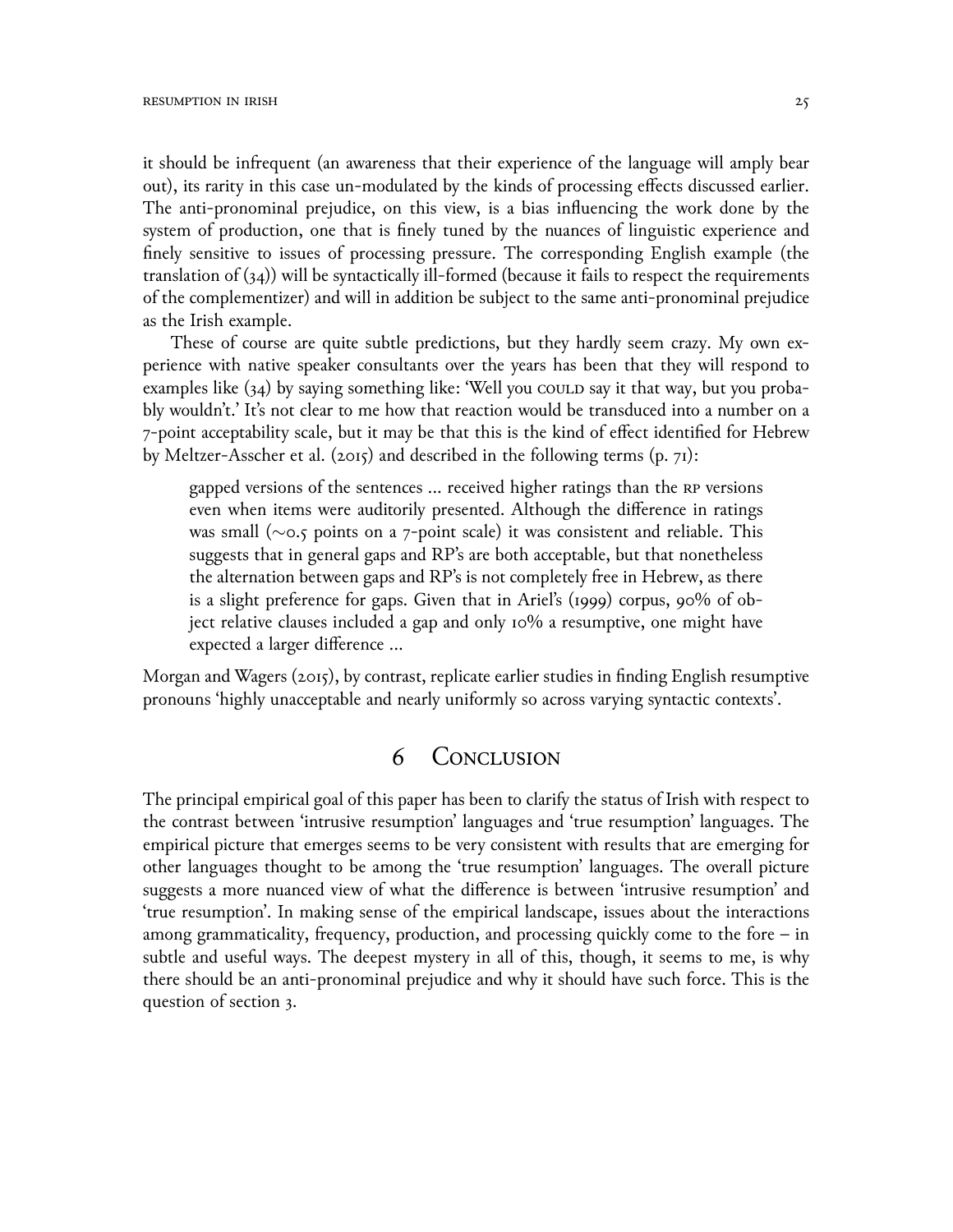it should be infrequent (an awareness that their experience of the language will amply bear out), its rarity in this case un-modulated by the kinds of processing effects discussed earlier. The anti-pronominal prejudice, on this view, is a bias influencing the work done by the system of production, one that is finely tuned by the nuances of linguistic experience and finely sensitive to issues of processing pressure. The corresponding English example (the translation of (34)) will be syntactically ill-formed (because it fails to respect the requirements of the complementizer) and will in addition be subject to the same anti-pronominal prejudice as the Irish example.

These of course are quite subtle predictions, but they hardly seem crazy. My own experience with native speaker consultants over the years has been that they will respond to examples like (34) by saying something like: 'Well you COULD say it that way, but you probably wouldn't.' It's not clear to me how that reaction would be transduced into a number on a 7-point acceptability scale, but it may be that this is the kind of effect identified for Hebrew by Meltzer-Asscher et al. (2015) and described in the following terms (p. 71):

> gapped versions of the sentences … received higher ratings than the RP versions even when items were auditorily presented. Although the difference in ratings was small (∼0.5 points on a 7-point scale) it was consistent and reliable. This suggests that in general gaps and RP's are both acceptable, but that nonetheless the alternation between gaps and RP's is not completely free in Hebrew, as there is a slight preference for gaps. Given that in Ariel's (1999) corpus, 90% of object relative clauses included a gap and only 10% a resumptive, one might have expected a larger difference …

Morgan and Wagers (2015), by contrast, replicate earlier studies in finding English resumptive pronouns 'highly unacceptable and nearly uniformly so across varying syntactic contexts'.

# 6 Conclusion

The principal empirical goal of this paper has been to clarify the status of Irish with respect to the contrast between 'intrusive resumption' languages and 'true resumption' languages. The empirical picture that emerges seems to be very consistent with results that are emerging for other languages thought to be among the 'true resumption' languages. The overall picture suggests a more nuanced view of what the difference is between 'intrusive resumption' and 'true resumption'. In making sense of the empirical landscape, issues about the interactions among grammaticality, frequency, production, and processing quickly come to the fore – in subtle and useful ways. The deepest mystery in all of this, though, it seems to me, is why there should be an anti-pronominal prejudice and why it should have such force. This is the question of section 3.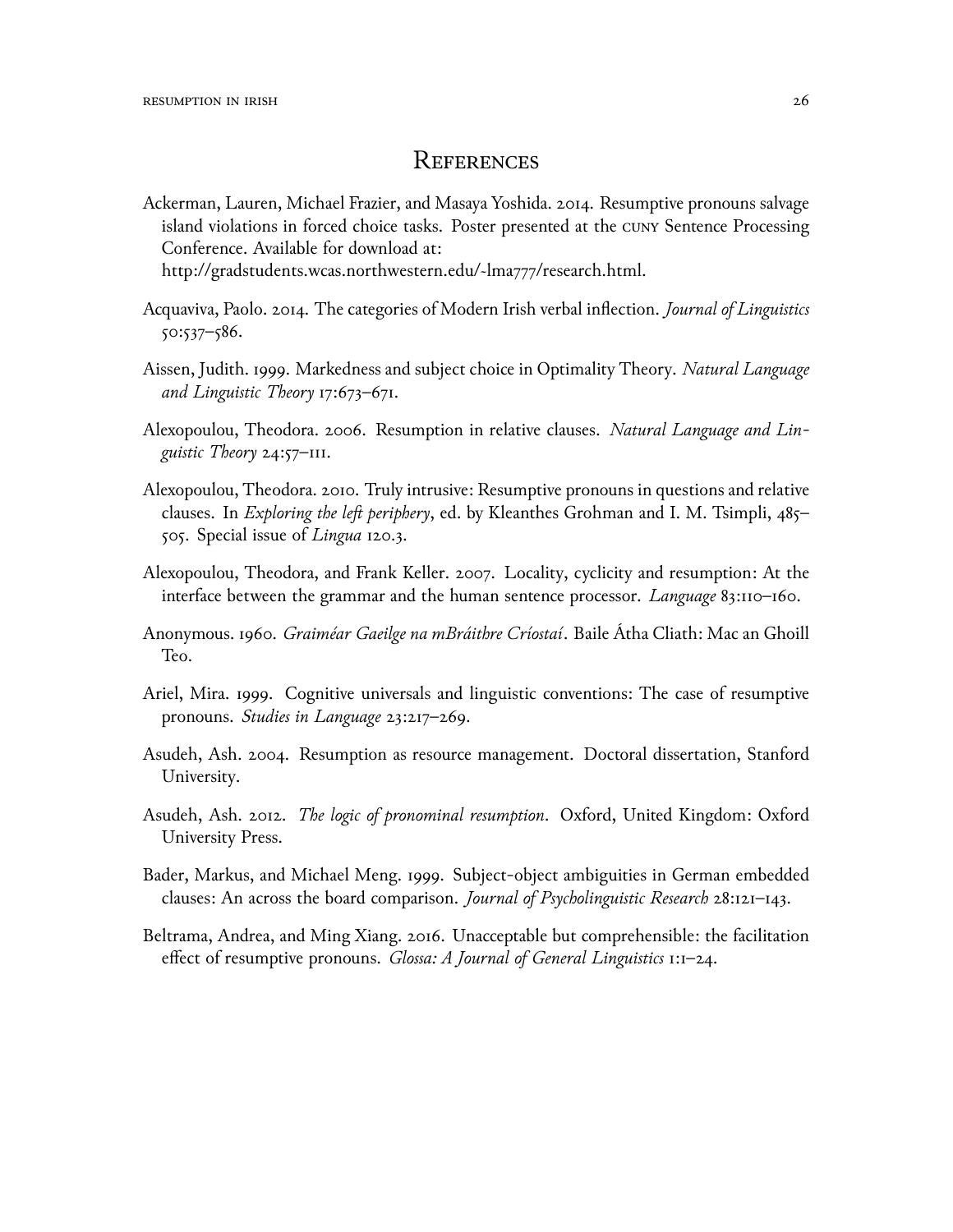# References

Ackerman, Lauren, Michael Frazier, and Masaya Yoshida. 2014. Resumptive pronouns salvage island violations in forced choice tasks. Poster presented at the CUNY Sentence Processing Conference. Available for download at: http://gradstudents.wcas.northwestern.edu/-lma777/research.html.

Acquaviva, Paolo. 2014. The categories of Modern Irish verbal inflection. *Journal of Linguistics* 50:537–586.

Aissen, Judith. 1999. Markedness and subject choice in Optimality Theory. *Natural Language and Linguistic Theory* 17:673–671.

Alexopoulou, Theodora. 2006. Resumption in relative clauses. *Natural Language and Linguistic Theory* 24:57–111.

Alexopoulou, Theodora. 2010. Truly intrusive: Resumptive pronouns in questions and relative clauses. In *Exploring the left periphery*, ed. by Kleanthes Grohman and I. M. Tsimpli, 485–505. Special issue of *Lingua* 120.3.

Alexopoulou, Theodora, and Frank Keller. 2007. Locality, cyclicity and resumption: At the interface between the grammar and the human sentence processor. *Language* 83:110–160.

Anonymous. 1960. *Graiméar Gaeilge na mBráithre Críostaí*. Baile Átha Cliath: Mac an Ghoill Teo.

Ariel, Mira. 1999. Cognitive universals and linguistic conventions: The case of resumptive pronouns. *Studies in Language* 23:217–269.

Asudeh, Ash. 2004. Resumption as resource management. Doctoral dissertation, Stanford University.

Asudeh, Ash. 2012. *The logic of pronominal resumption*. Oxford, United Kingdom: Oxford University Press.

Bader, Markus, and Michael Meng. 1999. Subject-object ambiguities in German embedded clauses: An across the board comparison. *Journal of Psycholinguistic Research* 28:121–143.

Beltrama, Andrea, and Ming Xiang. 2016. Unacceptable but comprehensible: the facilitation effect of resumptive pronouns. *Glossa: A Journal of General Linguistics* 1:1–24.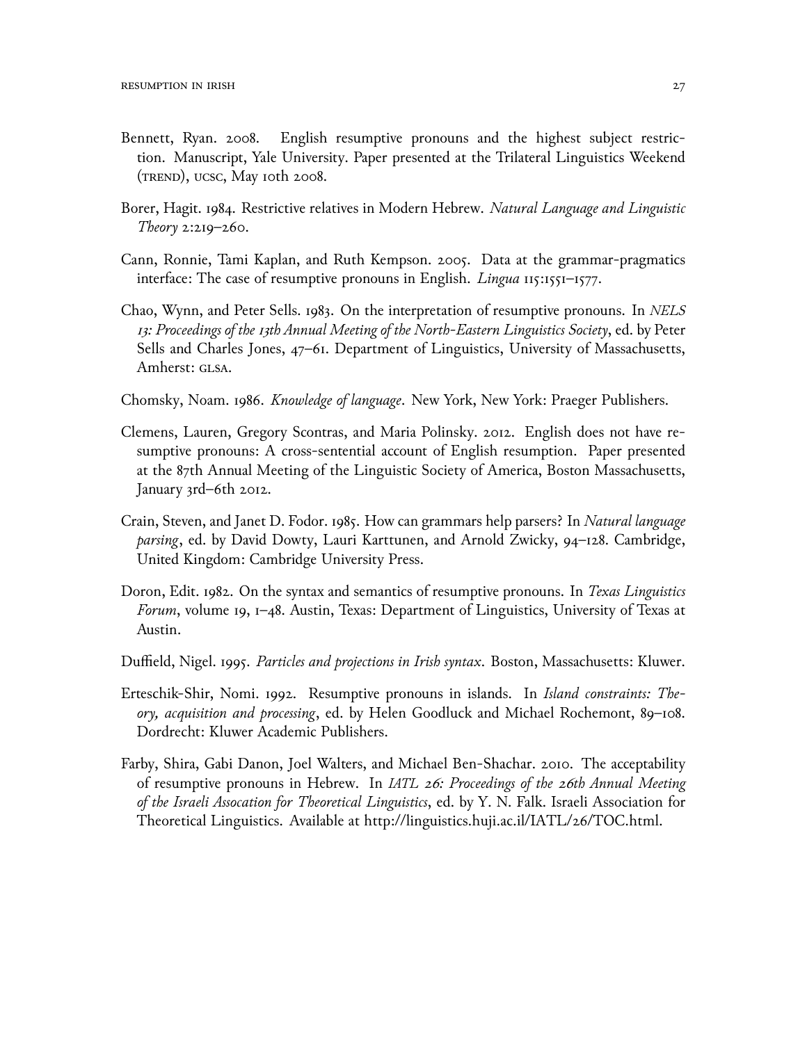Bennett, Ryan. 2008. English resumptive pronouns and the highest subject restriction. Manuscript, Yale University. Paper presented at the Trilateral Linguistics Weekend (TREND), UCSC, May 10th 2008.

Borer, Hagit. 1984. Restrictive relatives in Modern Hebrew. *Natural Language and Linguistic Theory* 2:219–260.

Cann, Ronnie, Tami Kaplan, and Ruth Kempson. 2005. Data at the grammar-pragmatics interface: The case of resumptive pronouns in English. *Lingua* 115:1551–1577.

Chao, Wynn, and Peter Sells. 1983. On the interpretation of resumptive pronouns. In *NELS 13: Proceedings of the 13th Annual Meeting of the North-Eastern Linguistics Society*, ed. by Peter Sells and Charles Jones, 47–61. Department of Linguistics, University of Massachusetts, Amherst: GLSA.

Chomsky, Noam. 1986. *Knowledge of language*. New York, New York: Praeger Publishers.

Clemens, Lauren, Gregory Scontras, and Maria Polinsky. 2012. English does not have resumptive pronouns: A cross-sentential account of English resumption. Paper presented at the 87th Annual Meeting of the Linguistic Society of America, Boston Massachusetts, January 3rd–6th 2012.

Crain, Steven, and Janet D. Fodor. 1985. How can grammars help parsers? In *Natural language parsing*, ed. by David Dowty, Lauri Karttunen, and Arnold Zwicky, 94–128. Cambridge, United Kingdom: Cambridge University Press.

Doron, Edit. 1982. On the syntax and semantics of resumptive pronouns. In *Texas Linguistics Forum*, volume 19, 1–48. Austin, Texas: Department of Linguistics, University of Texas at Austin.

Duffield, Nigel. 1995. *Particles and projections in Irish syntax*. Boston, Massachusetts: Kluwer.

Erteschik-Shir, Nomi. 1992. Resumptive pronouns in islands. In *Island constraints: Theory, acquisition and processing*, ed. by Helen Goodluck and Michael Rochemont, 89–108. Dordrecht: Kluwer Academic Publishers.

Farby, Shira, Gabi Danon, Joel Walters, and Michael Ben-Shachar. 2010. The acceptability of resumptive pronouns in Hebrew. In *IATL 26: Proceedings of the 26th Annual Meeting of the Israeli Assocation for Theoretical Linguistics*, ed. by Y. N. Falk. Israeli Association for Theoretical Linguistics. Available at http://linguistics.huji.ac.il/IATL/26/TOC.html.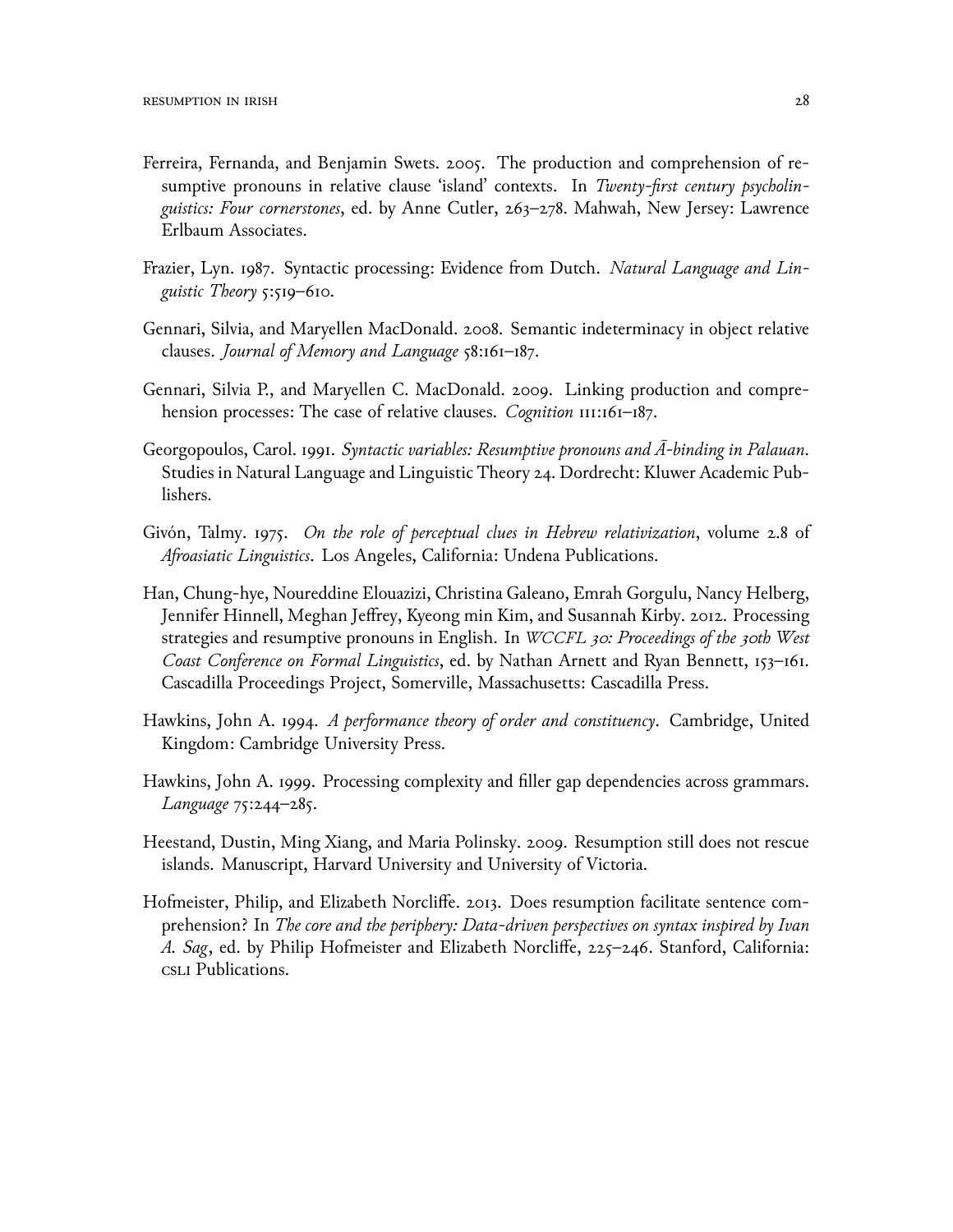Ferreira, Fernanda, and Benjamin Swets. 2005. The production and comprehension of resumptive pronouns in relative clause 'island' contexts. In *Twenty-first century psycholinguistics: Four cornerstones*, ed. by Anne Cutler, 263–278. Mahwah, New Jersey: Lawrence Erlbaum Associates.

Frazier, Lyn. 1987. Syntactic processing: Evidence from Dutch. *Natural Language and Linguistic Theory* 5:519–610.

Gennari, Silvia, and Maryellen MacDonald. 2008. Semantic indeterminacy in object relative clauses. *Journal of Memory and Language* 58:161–187.

Gennari, Silvia P., and Maryellen C. MacDonald. 2009. Linking production and comprehension processes: The case of relative clauses. *Cognition* 111:161–187.

Georgopoulos, Carol. 1991. *Syntactic variables: Resumptive pronouns and Ā-binding in Palauan*. Studies in Natural Language and Linguistic Theory 24. Dordrecht: Kluwer Academic Publishers.

Givón, Talmy. 1975. *On the role of perceptual clues in Hebrew relativization*, volume 2.8 of *Afroasiatic Linguistics*. Los Angeles, California: Undena Publications.

Han, Chung-hye, Noureddine Elouazizi, Christina Galeano, Emrah Gorgulu, Nancy Helberg, Jennifer Hinnell, Meghan Jeffrey, Kyeong min Kim, and Susannah Kirby. 2012. Processing strategies and resumptive pronouns in English. In *WCCFL 30: Proceedings of the 30th West Coast Conference on Formal Linguistics*, ed. by Nathan Arnett and Ryan Bennett, 153–161. Cascadilla Proceedings Project, Somerville, Massachusetts: Cascadilla Press.

Hawkins, John A. 1994. *A performance theory of order and constituency*. Cambridge, United Kingdom: Cambridge University Press.

Hawkins, John A. 1999. Processing complexity and filler gap dependencies across grammars. *Language* 75:244–285.

Heestand, Dustin, Ming Xiang, and Maria Polinsky. 2009. Resumption still does not rescue islands. Manuscript, Harvard University and University of Victoria.

Hofmeister, Philip, and Elizabeth Norcliffe. 2013. Does resumption facilitate sentence comprehension? In *The core and the periphery: Data-driven perspectives on syntax inspired by Ivan A. Sag*, ed. by Philip Hofmeister and Elizabeth Norcliffe, 225–246. Stanford, California: CSLI Publications.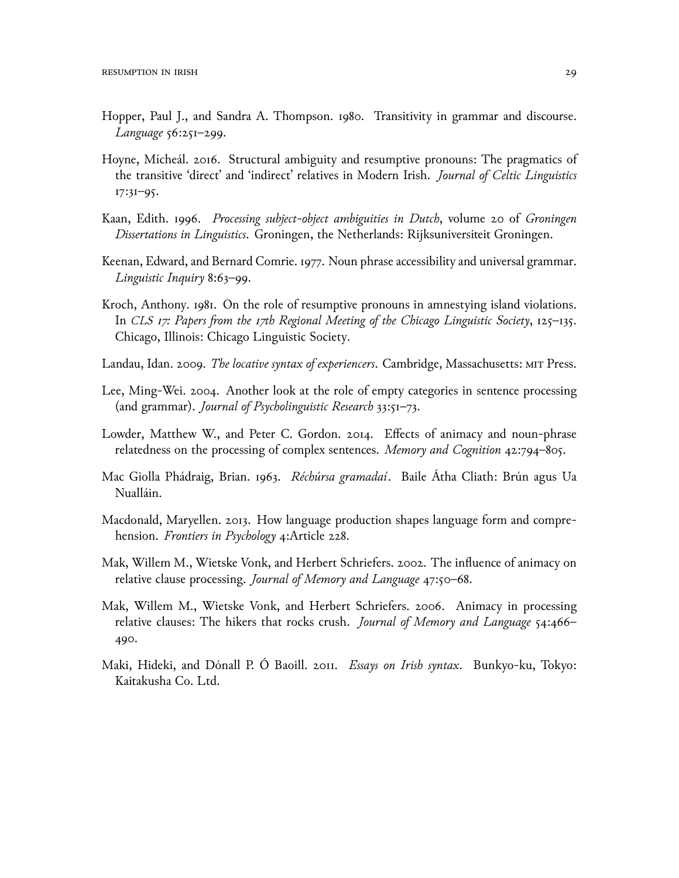Hopper, Paul J., and Sandra A. Thompson. 1980. Transitivity in grammar and discourse. *Language* 56:251–299.

Hoyne, Mícheál. 2016. Structural ambiguity and resumptive pronouns: The pragmatics of the transitive 'direct' and 'indirect' relatives in Modern Irish. *Journal of Celtic Linguistics* 17:31–95.

Kaan, Edith. 1996. *Processing subject-object ambiguities in Dutch*, volume 20 of *Groningen Dissertations in Linguistics*. Groningen, the Netherlands: Rijksuniversiteit Groningen.

Keenan, Edward, and Bernard Comrie. 1977. Noun phrase accessibility and universal grammar. *Linguistic Inquiry* 8:63–99.

Kroch, Anthony. 1981. On the role of resumptive pronouns in amnestying island violations. In *CLS 17: Papers from the 17th Regional Meeting of the Chicago Linguistic Society*, 125–135. Chicago, Illinois: Chicago Linguistic Society.

Landau, Idan. 2009. *The locative syntax of experiencers*. Cambridge, Massachusetts: MIT Press.

Lee, Ming-Wei. 2004. Another look at the role of empty categories in sentence processing (and grammar). *Journal of Psycholinguistic Research* 33:51–73.

Lowder, Matthew W., and Peter C. Gordon. 2014. Effects of animacy and noun-phrase relatedness on the processing of complex sentences. *Memory and Cognition* 42:794–805.

Mac Giolla Phádraig, Brian. 1963. *Réchúrsa gramadaí*. Baile Átha Cliath: Brún agus Ua Nualláin.

Macdonald, Maryellen. 2013. How language production shapes language form and comprehension. *Frontiers in Psychology* 4:Article 228.

Mak, Willem M., Wietske Vonk, and Herbert Schriefers. 2002. The influence of animacy on relative clause processing. *Journal of Memory and Language* 47:50–68.

Mak, Willem M., Wietske Vonk, and Herbert Schriefers. 2006. Animacy in processing relative clauses: The hikers that rocks crush. *Journal of Memory and Language* 54:466–490.

Maki, Hideki, and Dónall P. Ó Baoill. 2011. *Essays on Irish syntax*. Bunkyo-ku, Tokyo: Kaitakusha Co. Ltd.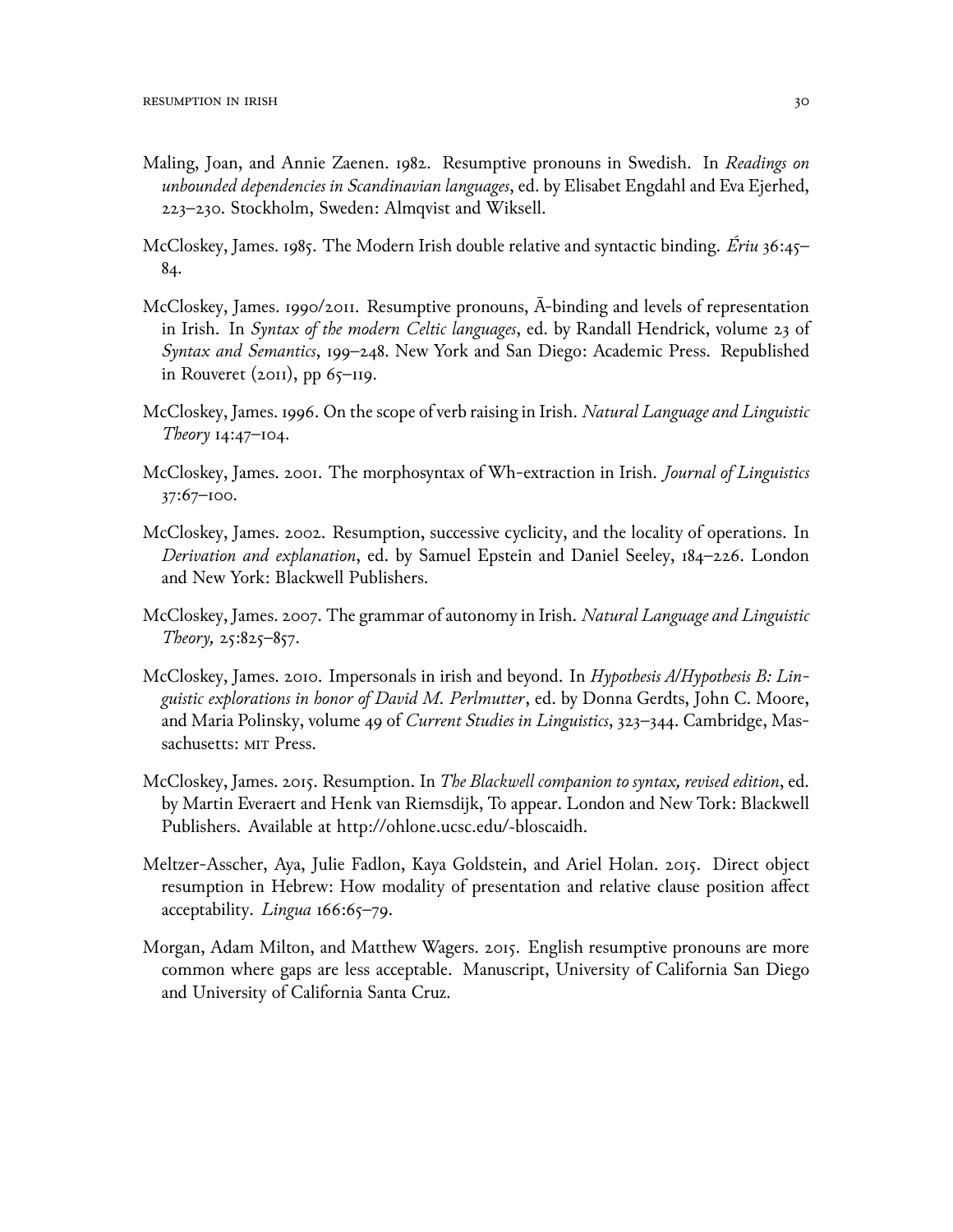Maling, Joan, and Annie Zaenen. 1982. Resumptive pronouns in Swedish. In *Readings on unbounded dependencies in Scandinavian languages*, ed. by Elisabet Engdahl and Eva Ejerhed, 223–230. Stockholm, Sweden: Almqvist and Wiksell.

McCloskey, James. 1985. The Modern Irish double relative and syntactic binding. *Ériu* 36:45–84.

McCloskey, James. 1990/2011. Resumptive pronouns, Ā-binding and levels of representation in Irish. In *Syntax of the modern Celtic languages*, ed. by Randall Hendrick, volume 23 of *Syntax and Semantics*, 199–248. New York and San Diego: Academic Press. Republished in Rouveret (2011), pp 65–119.

McCloskey, James. 1996. On the scope of verb raising in Irish. *Natural Language and Linguistic Theory* 14:47–104.

McCloskey, James. 2001. The morphosyntax of Wh-extraction in Irish. *Journal of Linguistics* 37:67–100.

McCloskey, James. 2002. Resumption, successive cyclicity, and the locality of operations. In *Derivation and explanation*, ed. by Samuel Epstein and Daniel Seeley, 184–226. London and New York: Blackwell Publishers.

McCloskey, James. 2007. The grammar of autonomy in Irish. *Natural Language and Linguistic Theory,* 25:825–857.

McCloskey, James. 2010. Impersonals in irish and beyond. In *Hypothesis A/Hypothesis B: Linguistic explorations in honor of David M. Perlmutter*, ed. by Donna Gerdts, John C. Moore, and Maria Polinsky, volume 49 of *Current Studies in Linguistics*, 323–344. Cambridge, Massachusetts: MIT Press.

McCloskey, James. 2015. Resumption. In *The Blackwell companion to syntax, revised edition*, ed. by Martin Everaert and Henk van Riemsdijk, To appear. London and New Tork: Blackwell Publishers. Available at http://ohlone.ucsc.edu/~bloscaidh.

Meltzer-Asscher, Aya, Julie Fadlon, Kaya Goldstein, and Ariel Holan. 2015. Direct object resumption in Hebrew: How modality of presentation and relative clause position affect acceptability. *Lingua* 166:65–79.

Morgan, Adam Milton, and Matthew Wagers. 2015. English resumptive pronouns are more common where gaps are less acceptable. Manuscript, University of California San Diego and University of California Santa Cruz.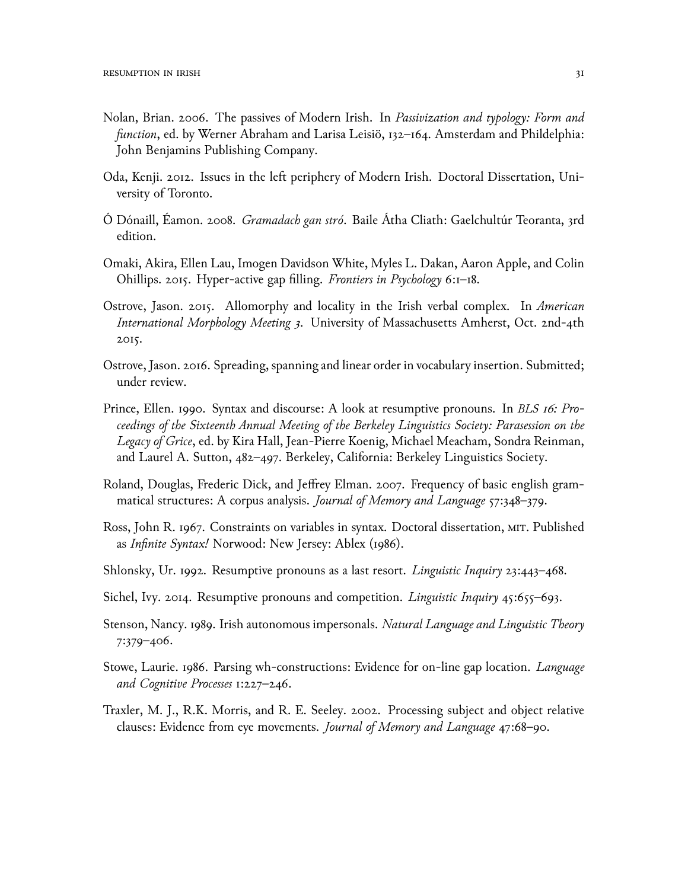Nolan, Brian. 2006. The passives of Modern Irish. In *Passivization and typology: Form and function*, ed. by Werner Abraham and Larisa Leisiö, 132–164. Amsterdam and Phildelphia: John Benjamins Publishing Company.

Oda, Kenji. 2012. Issues in the left periphery of Modern Irish. Doctoral Dissertation, University of Toronto.

Ó Dónaill, Éamon. 2008. *Gramadach gan stró*. Baile Átha Cliath: Gaelchultúr Teoranta, 3rd edition.

Omaki, Akira, Ellen Lau, Imogen Davidson White, Myles L. Dakan, Aaron Apple, and Colin Ohillips. 2015. Hyper-active gap filling. *Frontiers in Psychology* 6:1–18.

Ostrove, Jason. 2015. Allomorphy and locality in the Irish verbal complex. In *American International Morphology Meeting 3*. University of Massachusetts Amherst, Oct. 2nd-4th 2015.

Ostrove, Jason. 2016. Spreading, spanning and linear order in vocabulary insertion. Submitted; under review.

Prince, Ellen. 1990. Syntax and discourse: A look at resumptive pronouns. In *BLS 16: Proceedings of the Sixteenth Annual Meeting of the Berkeley Linguistics Society: Parasession on the Legacy of Grice*, ed. by Kira Hall, Jean-Pierre Koenig, Michael Meacham, Sondra Reinman, and Laurel A. Sutton, 482–497. Berkeley, California: Berkeley Linguistics Society.

Roland, Douglas, Frederic Dick, and Jeffrey Elman. 2007. Frequency of basic english grammatical structures: A corpus analysis. *Journal of Memory and Language* 57:348–379.

Ross, John R. 1967. Constraints on variables in syntax. Doctoral dissertation, MIT. Published as *Infinite Syntax!* Norwood: New Jersey: Ablex (1986).

Shlonsky, Ur. 1992. Resumptive pronouns as a last resort. *Linguistic Inquiry* 23:443–468.

Sichel, Ivy. 2014. Resumptive pronouns and competition. *Linguistic Inquiry* 45:655–693.

Stenson, Nancy. 1989. Irish autonomous impersonals. *Natural Language and Linguistic Theory* 7:379–406.

Stowe, Laurie. 1986. Parsing wh-constructions: Evidence for on-line gap location. *Language and Cognitive Processes* 1:227–246.

Traxler, M. J., R.K. Morris, and R. E. Seeley. 2002. Processing subject and object relative clauses: Evidence from eye movements. *Journal of Memory and Language* 47:68–90.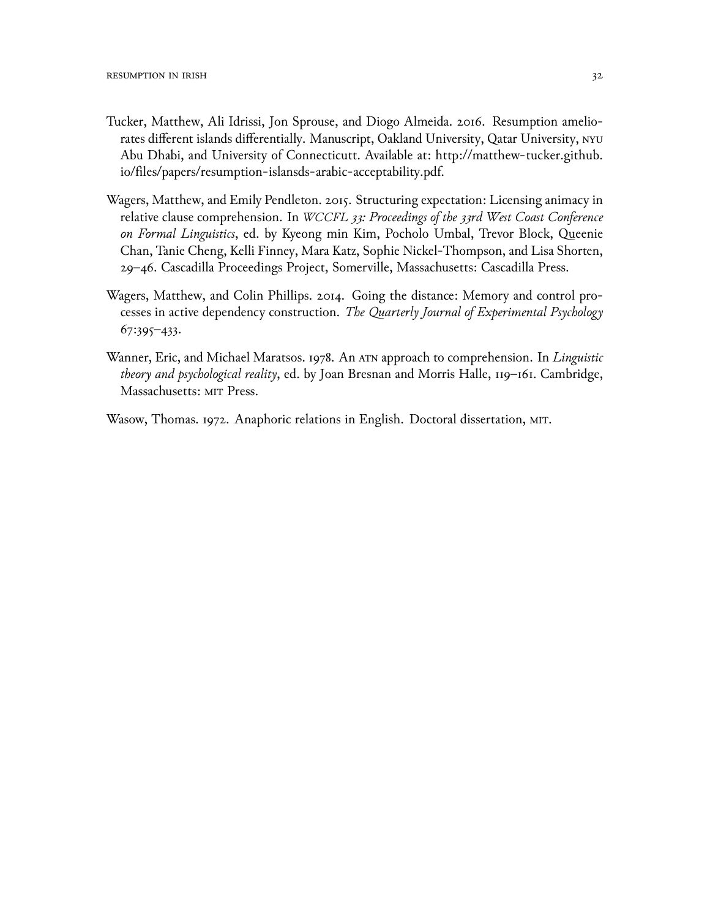Tucker, Matthew, Ali Idrissi, Jon Sprouse, and Diogo Almeida. 2016. Resumption ameliorates different islands differentially. Manuscript, Oakland University, Qatar University, NYU Abu Dhabi, and University of Connecticutt. Available at: http://matthew-tucker.github.io/files/papers/resumption-islansds-arabic-acceptability.pdf.

Wagers, Matthew, and Emily Pendleton. 2015. Structuring expectation: Licensing animacy in relative clause comprehension. In *WCCFL 33: Proceedings of the 33rd West Coast Conference on Formal Linguistics*, ed. by Kyeong min Kim, Pocholo Umbal, Trevor Block, Queenie Chan, Tanie Cheng, Kelli Finney, Mara Katz, Sophie Nickel-Thompson, and Lisa Shorten, 29–46. Cascadilla Proceedings Project, Somerville, Massachusetts: Cascadilla Press.

Wagers, Matthew, and Colin Phillips. 2014. Going the distance: Memory and control processes in active dependency construction. *The Quarterly Journal of Experimental Psychology* 67:395–433.

Wanner, Eric, and Michael Maratsos. 1978. An ATN approach to comprehension. In *Linguistic theory and psychological reality*, ed. by Joan Bresnan and Morris Halle, 119–161. Cambridge, Massachusetts: MIT Press.

Wasow, Thomas. 1972. Anaphoric relations in English. Doctoral dissertation, MIT.